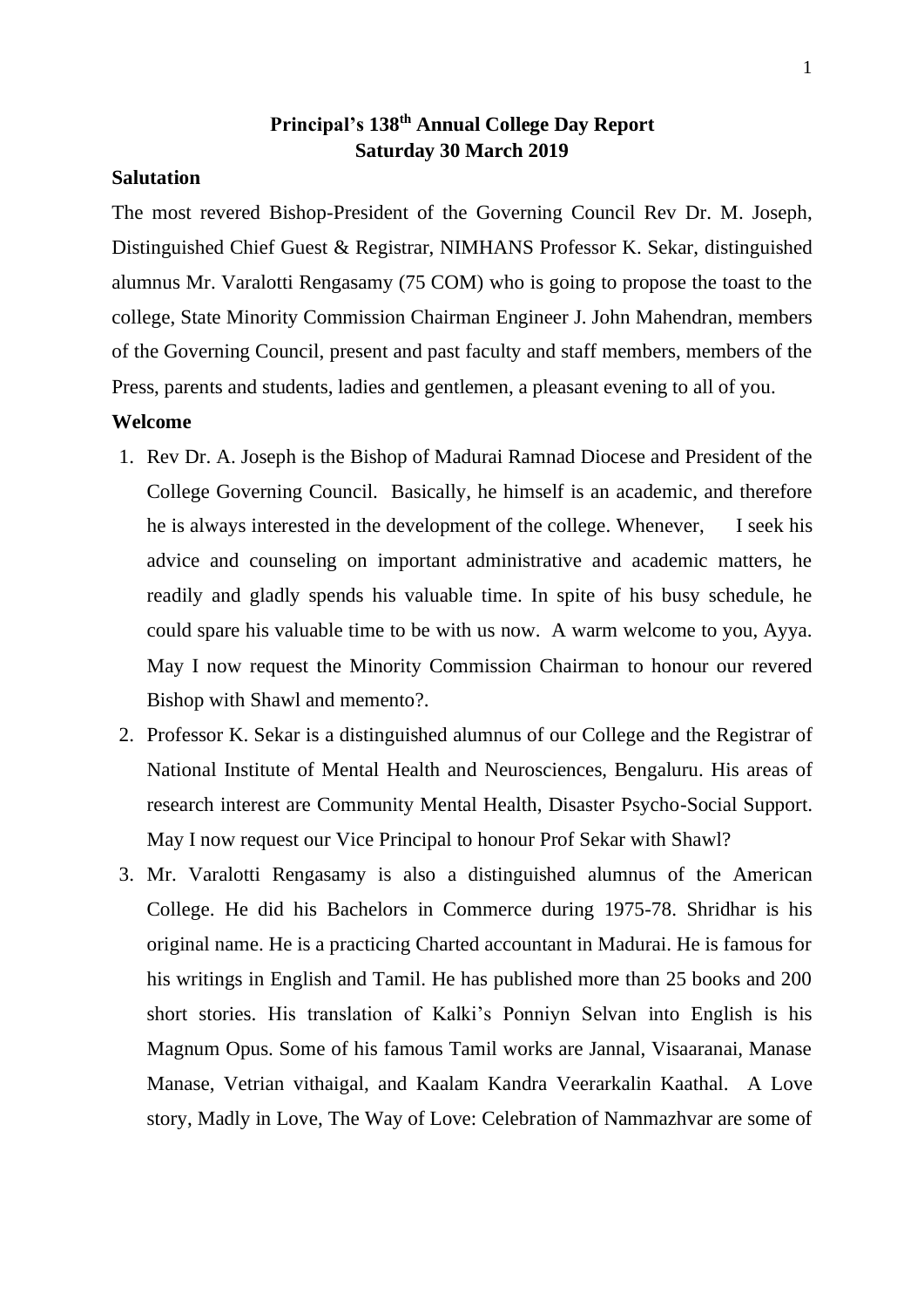# Principal's 138th Annual College Day Report
## Saturday 30 March 2019

**Salutation**

The most revered Bishop-President of the Governing Council Rev Dr. M. Joseph, Distinguished Chief Guest & Registrar, NIMHANS Professor K. Sekar, distinguished alumnus Mr. Varalotti Rengasamy (75 COM) who is going to propose the toast to the college, State Minority Commission Chairman Engineer J. John Mahendran, members of the Governing Council, present and past faculty and staff members, members of the Press, parents and students, ladies and gentlemen, a pleasant evening to all of you.

**Welcome**

1. Rev Dr. A. Joseph is the Bishop of Madurai Ramnad Diocese and President of the College Governing Council. Basically, he himself is an academic, and therefore he is always interested in the development of the college. Whenever, I seek his advice and counseling on important administrative and academic matters, he readily and gladly spends his valuable time. In spite of his busy schedule, he could spare his valuable time to be with us now. A warm welcome to you, Ayya. May I now request the Minority Commission Chairman to honour our revered Bishop with Shawl and memento?.
2. Professor K. Sekar is a distinguished alumnus of our College and the Registrar of National Institute of Mental Health and Neurosciences, Bengaluru. His areas of research interest are Community Mental Health, Disaster Psycho-Social Support. May I now request our Vice Principal to honour Prof Sekar with Shawl?
3. Mr. Varalotti Rengasamy is also a distinguished alumnus of the American College. He did his Bachelors in Commerce during 1975-78. Shridhar is his original name. He is a practicing Charted accountant in Madurai. He is famous for his writings in English and Tamil. He has published more than 25 books and 200 short stories. His translation of Kalki's Ponniyn Selvan into English is his Magnum Opus. Some of his famous Tamil works are Jannal, Visaaranai, Manase Manase, Vetrian vithaigal, and Kaalam Kandra Veerarkalin Kaathal. A Love story, Madly in Love, The Way of Love: Celebration of Nammazhvar are some of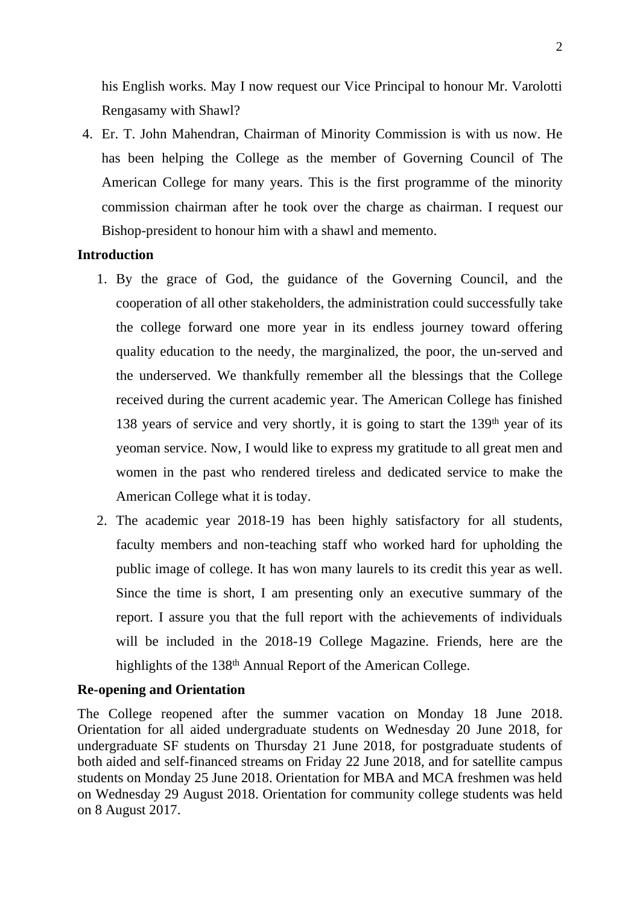his English works. May I now request our Vice Principal to honour Mr. Varolotti Rengasamy with Shawl?

4. Er. T. John Mahendran, Chairman of Minority Commission is with us now. He has been helping the College as the member of Governing Council of The American College for many years. This is the first programme of the minority commission chairman after he took over the charge as chairman. I request our Bishop-president to honour him with a shawl and memento.

**Introduction**

1. By the grace of God, the guidance of the Governing Council, and the cooperation of all other stakeholders, the administration could successfully take the college forward one more year in its endless journey toward offering quality education to the needy, the marginalized, the poor, the un-served and the underserved. We thankfully remember all the blessings that the College received during the current academic year. The American College has finished 138 years of service and very shortly, it is going to start the 139th year of its yeoman service. Now, I would like to express my gratitude to all great men and women in the past who rendered tireless and dedicated service to make the American College what it is today.
2. The academic year 2018-19 has been highly satisfactory for all students, faculty members and non-teaching staff who worked hard for upholding the public image of college. It has won many laurels to its credit this year as well. Since the time is short, I am presenting only an executive summary of the report. I assure you that the full report with the achievements of individuals will be included in the 2018-19 College Magazine. Friends, here are the highlights of the 138th Annual Report of the American College.

**Re-opening and Orientation**

The College reopened after the summer vacation on Monday 18 June 2018. Orientation for all aided undergraduate students on Wednesday 20 June 2018, for undergraduate SF students on Thursday 21 June 2018, for postgraduate students of both aided and self-financed streams on Friday 22 June 2018, and for satellite campus students on Monday 25 June 2018. Orientation for MBA and MCA freshmen was held on Wednesday 29 August 2018. Orientation for community college students was held on 8 August 2017.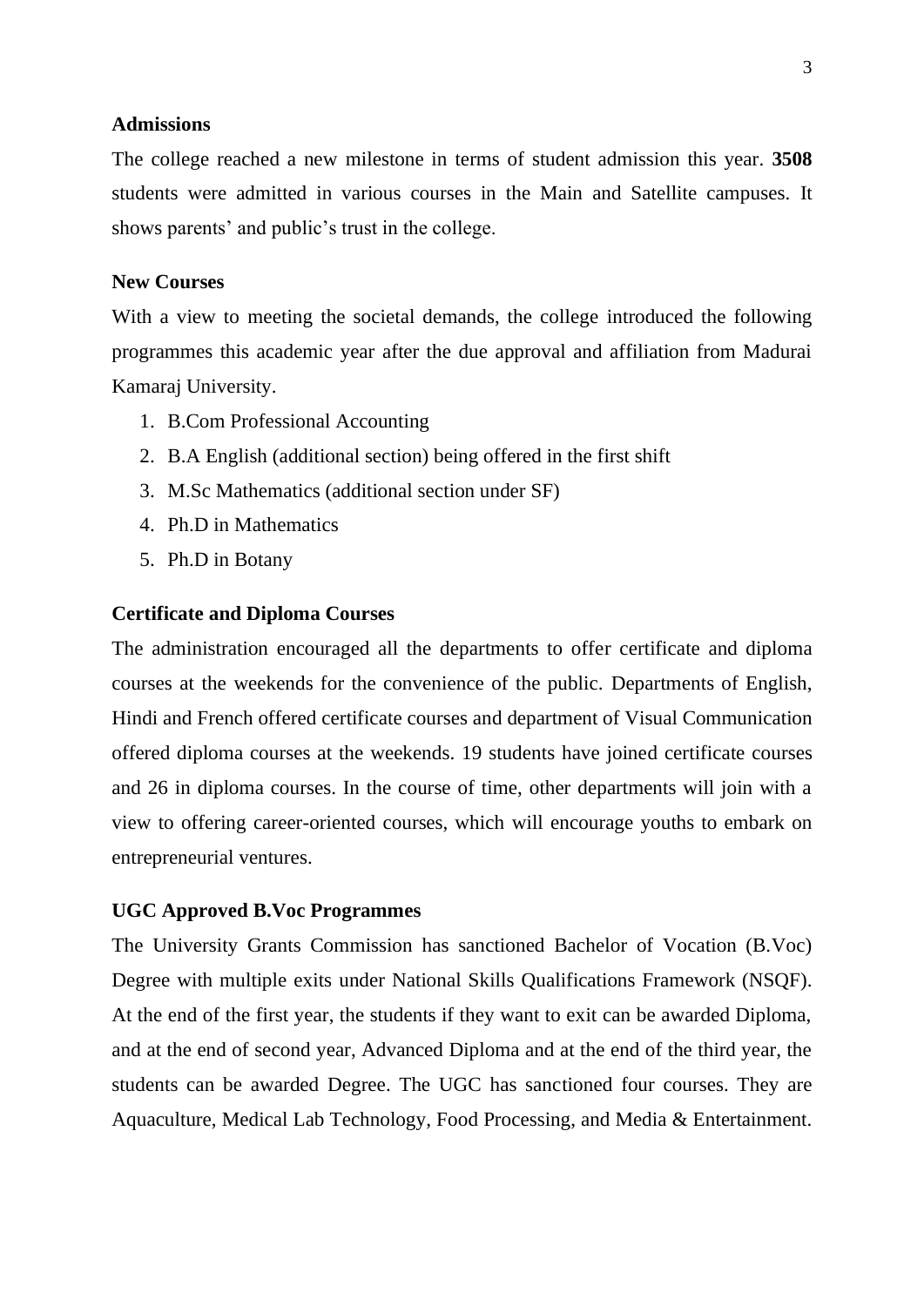### Admissions

The college reached a new milestone in terms of student admission this year. **3508** students were admitted in various courses in the Main and Satellite campuses. It shows parents' and public's trust in the college.

### New Courses

With a view to meeting the societal demands, the college introduced the following programmes this academic year after the due approval and affiliation from Madurai Kamaraj University.

1. B.Com Professional Accounting
2. B.A English (additional section) being offered in the first shift
3. M.Sc Mathematics (additional section under SF)
4. Ph.D in Mathematics
5. Ph.D in Botany

### Certificate and Diploma Courses

The administration encouraged all the departments to offer certificate and diploma courses at the weekends for the convenience of the public. Departments of English, Hindi and French offered certificate courses and department of Visual Communication offered diploma courses at the weekends. 19 students have joined certificate courses and 26 in diploma courses. In the course of time, other departments will join with a view to offering career-oriented courses, which will encourage youths to embark on entrepreneurial ventures.

### UGC Approved B.Voc Programmes

The University Grants Commission has sanctioned Bachelor of Vocation (B.Voc) Degree with multiple exits under National Skills Qualifications Framework (NSQF). At the end of the first year, the students if they want to exit can be awarded Diploma, and at the end of second year, Advanced Diploma and at the end of the third year, the students can be awarded Degree. The UGC has sanctioned four courses. They are Aquaculture, Medical Lab Technology, Food Processing, and Media & Entertainment.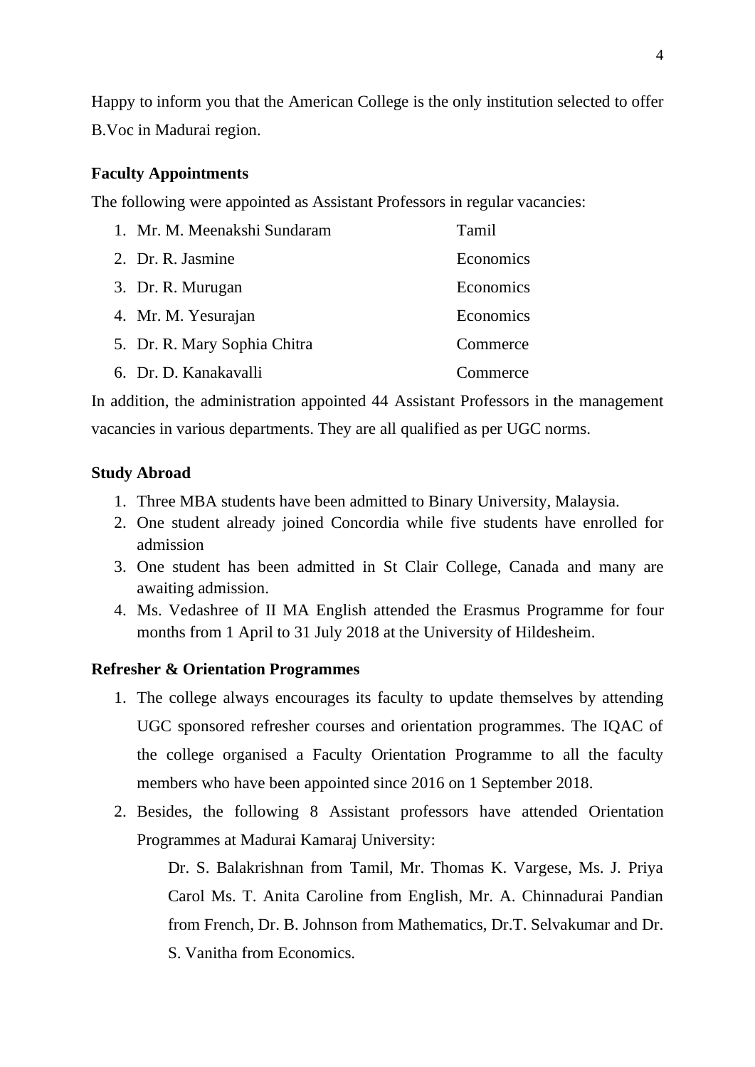Happy to inform you that the American College is the only institution selected to offer B.Voc in Madurai region.

**Faculty Appointments**

The following were appointed as Assistant Professors in regular vacancies:

1. Mr. M. Meenakshi Sundaram — Tamil
2. Dr. R. Jasmine — Economics
3. Dr. R. Murugan — Economics
4. Mr. M. Yesurajan — Economics
5. Dr. R. Mary Sophia Chitra — Commerce
6. Dr. D. Kanakavalli — Commerce

In addition, the administration appointed 44 Assistant Professors in the management vacancies in various departments. They are all qualified as per UGC norms.

**Study Abroad**

1. Three MBA students have been admitted to Binary University, Malaysia.
2. One student already joined Concordia while five students have enrolled for admission
3. One student has been admitted in St Clair College, Canada and many are awaiting admission.
4. Ms. Vedashree of II MA English attended the Erasmus Programme for four months from 1 April to 31 July 2018 at the University of Hildesheim.

**Refresher & Orientation Programmes**

1. The college always encourages its faculty to update themselves by attending UGC sponsored refresher courses and orientation programmes. The IQAC of the college organised a Faculty Orientation Programme to all the faculty members who have been appointed since 2016 on 1 September 2018.
2. Besides, the following 8 Assistant professors have attended Orientation Programmes at Madurai Kamaraj University:

   Dr. S. Balakrishnan from Tamil, Mr. Thomas K. Vargese, Ms. J. Priya Carol Ms. T. Anita Caroline from English, Mr. A. Chinnadurai Pandian from French, Dr. B. Johnson from Mathematics, Dr.T. Selvakumar and Dr. S. Vanitha from Economics.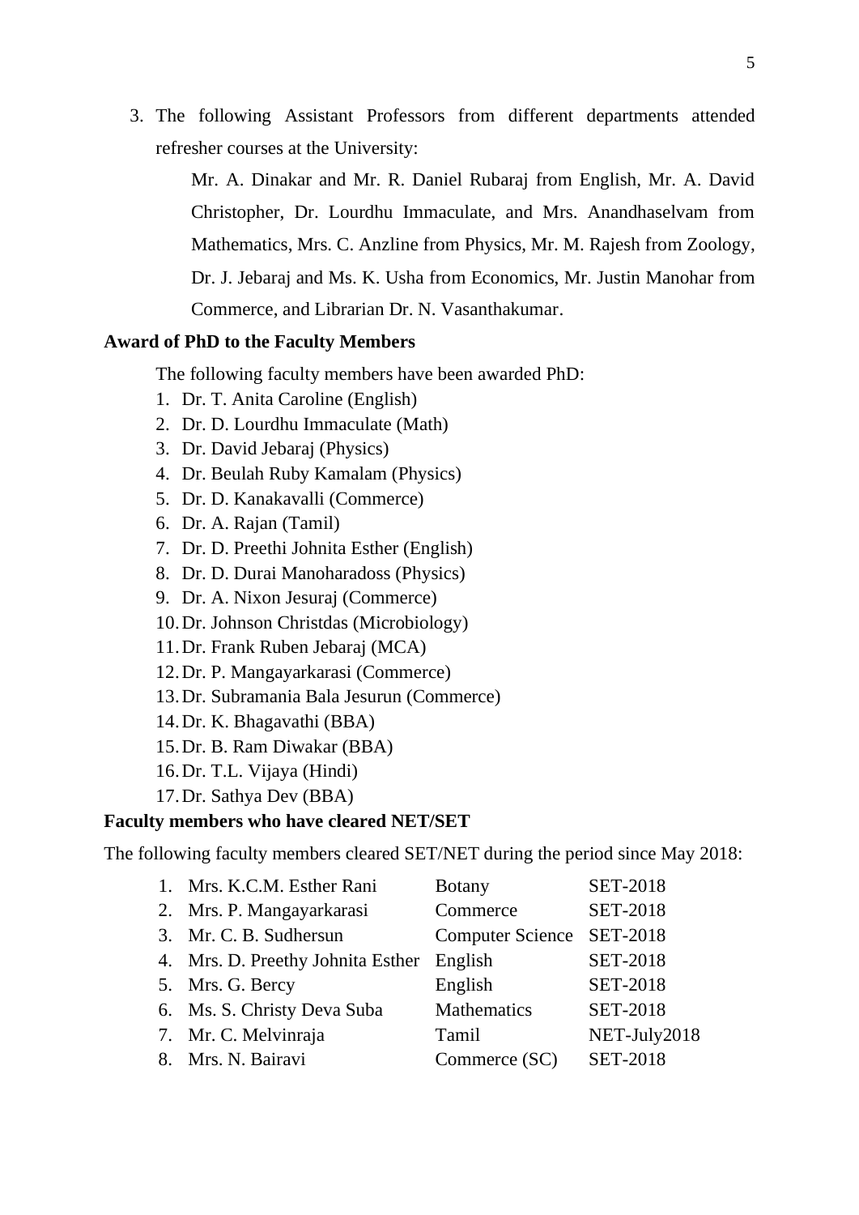3. The following Assistant Professors from different departments attended refresher courses at the University:

   Mr. A. Dinakar and Mr. R. Daniel Rubaraj from English, Mr. A. David Christopher, Dr. Lourdhu Immaculate, and Mrs. Anandhaselvam from Mathematics, Mrs. C. Anzline from Physics, Mr. M. Rajesh from Zoology, Dr. J. Jebaraj and Ms. K. Usha from Economics, Mr. Justin Manohar from Commerce, and Librarian Dr. N. Vasanthakumar.

**Award of PhD to the Faculty Members**

The following faculty members have been awarded PhD:

1. Dr. T. Anita Caroline (English)
2. Dr. D. Lourdhu Immaculate (Math)
3. Dr. David Jebaraj (Physics)
4. Dr. Beulah Ruby Kamalam (Physics)
5. Dr. D. Kanakavalli (Commerce)
6. Dr. A. Rajan (Tamil)
7. Dr. D. Preethi Johnita Esther (English)
8. Dr. D. Durai Manoharadoss (Physics)
9. Dr. A. Nixon Jesuraj (Commerce)
10. Dr. Johnson Christdas (Microbiology)
11. Dr. Frank Ruben Jebaraj (MCA)
12. Dr. P. Mangayarkarasi (Commerce)
13. Dr. Subramania Bala Jesurun (Commerce)
14. Dr. K. Bhagavathi (BBA)
15. Dr. B. Ram Diwakar (BBA)
16. Dr. T.L. Vijaya (Hindi)
17. Dr. Sathya Dev (BBA)

**Faculty members who have cleared NET/SET**

The following faculty members cleared SET/NET during the period since May 2018:

| | Name | Department | Exam |
|---|---|---|---|
| 1. | Mrs. K.C.M. Esther Rani | Botany | SET-2018 |
| 2. | Mrs. P. Mangayarkarasi | Commerce | SET-2018 |
| 3. | Mr. C. B. Sudhersun | Computer Science | SET-2018 |
| 4. | Mrs. D. Preethy Johnita Esther | English | SET-2018 |
| 5. | Mrs. G. Bercy | English | SET-2018 |
| 6. | Ms. S. Christy Deva Suba | Mathematics | SET-2018 |
| 7. | Mr. C. Melvinraja | Tamil | NET-July2018 |
| 8. | Mrs. N. Bairavi | Commerce (SC) | SET-2018 |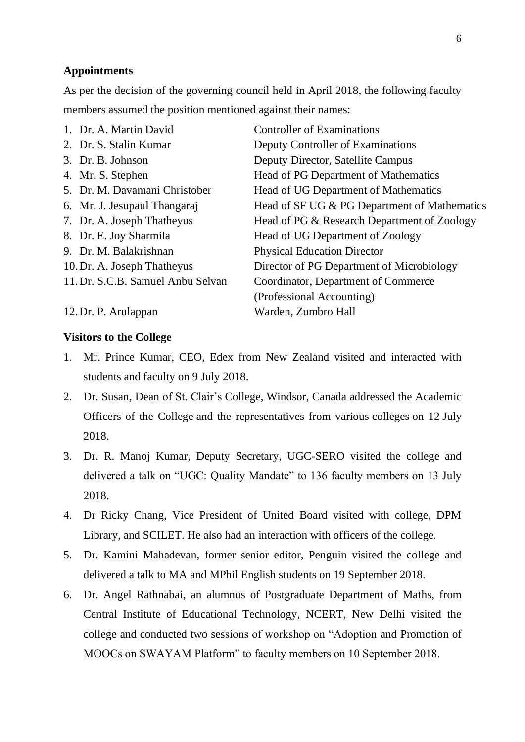### Appointments

As per the decision of the governing council held in April 2018, the following faculty members assumed the position mentioned against their names:

| | |
|---|---|
| 1. Dr. A. Martin David | Controller of Examinations |
| 2. Dr. S. Stalin Kumar | Deputy Controller of Examinations |
| 3. Dr. B. Johnson | Deputy Director, Satellite Campus |
| 4. Mr. S. Stephen | Head of PG Department of Mathematics |
| 5. Dr. M. Davamani Christober | Head of UG Department of Mathematics |
| 6. Mr. J. Jesupaul Thangaraj | Head of SF UG & PG Department of Mathematics |
| 7. Dr. A. Joseph Thatheyus | Head of PG & Research Department of Zoology |
| 8. Dr. E. Joy Sharmila | Head of UG Department of Zoology |
| 9. Dr. M. Balakrishnan | Physical Education Director |
| 10. Dr. A. Joseph Thatheyus | Director of PG Department of Microbiology |
| 11. Dr. S.C.B. Samuel Anbu Selvan | Coordinator, Department of Commerce (Professional Accounting) |
| 12. Dr. P. Arulappan | Warden, Zumbro Hall |

### Visitors to the College

1. Mr. Prince Kumar, CEO, Edex from New Zealand visited and interacted with students and faculty on 9 July 2018.
2. Dr. Susan, Dean of St. Clair's College, Windsor, Canada addressed the Academic Officers of the College and the representatives from various colleges on 12 July 2018.
3. Dr. R. Manoj Kumar, Deputy Secretary, UGC-SERO visited the college and delivered a talk on "UGC: Quality Mandate" to 136 faculty members on 13 July 2018.
4. Dr Ricky Chang, Vice President of United Board visited with college, DPM Library, and SCILET. He also had an interaction with officers of the college.
5. Dr. Kamini Mahadevan, former senior editor, Penguin visited the college and delivered a talk to MA and MPhil English students on 19 September 2018.
6. Dr. Angel Rathnabai, an alumnus of Postgraduate Department of Maths, from Central Institute of Educational Technology, NCERT, New Delhi visited the college and conducted two sessions of workshop on "Adoption and Promotion of MOOCs on SWAYAM Platform" to faculty members on 10 September 2018.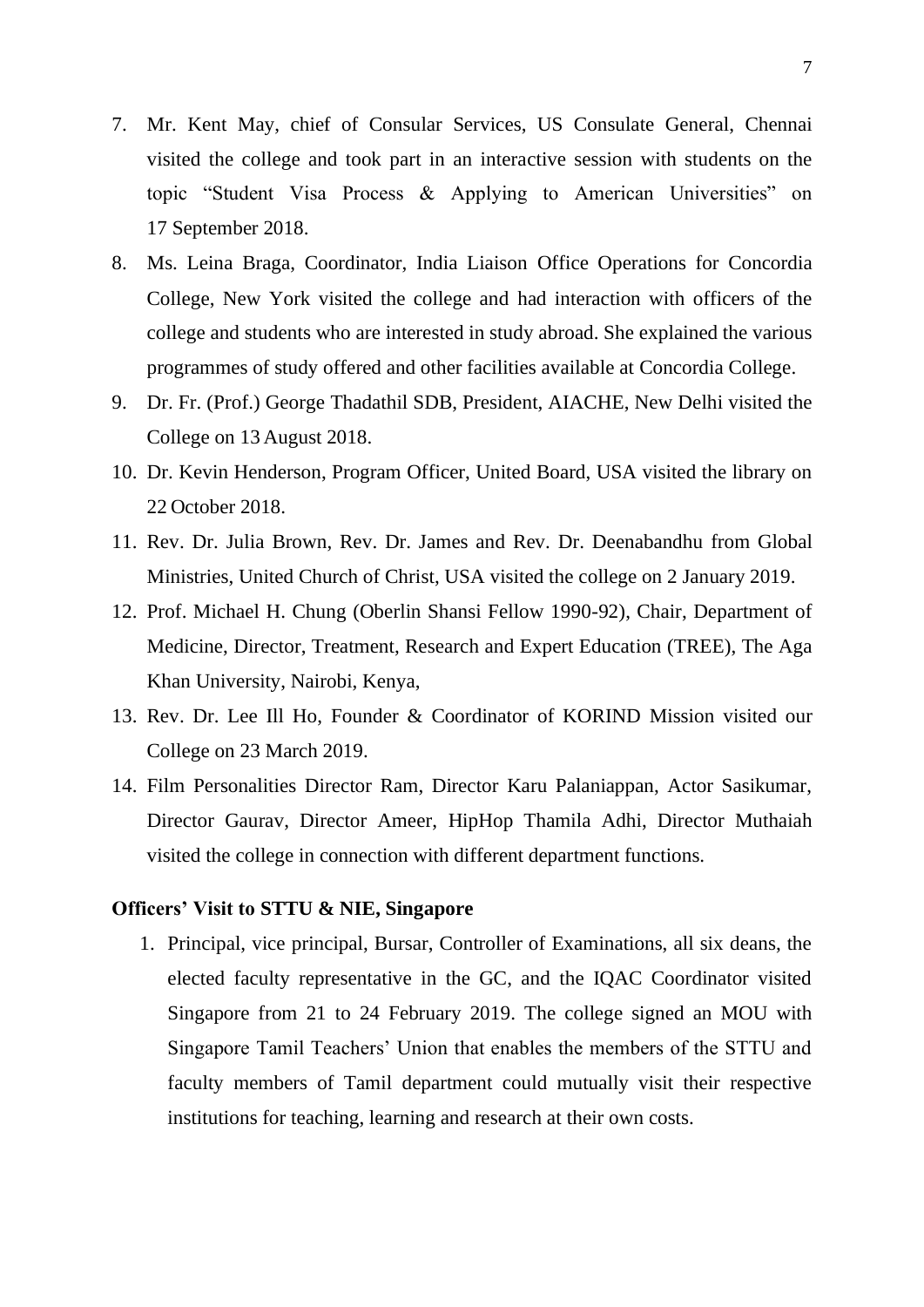7. Mr. Kent May, chief of Consular Services, US Consulate General, Chennai visited the college and took part in an interactive session with students on the topic "Student Visa Process & Applying to American Universities" on 17 September 2018.
8. Ms. Leina Braga, Coordinator, India Liaison Office Operations for Concordia College, New York visited the college and had interaction with officers of the college and students who are interested in study abroad. She explained the various programmes of study offered and other facilities available at Concordia College.
9. Dr. Fr. (Prof.) George Thadathil SDB, President, AIACHE, New Delhi visited the College on 13 August 2018.
10. Dr. Kevin Henderson, Program Officer, United Board, USA visited the library on 22 October 2018.
11. Rev. Dr. Julia Brown, Rev. Dr. James and Rev. Dr. Deenabandhu from Global Ministries, United Church of Christ, USA visited the college on 2 January 2019.
12. Prof. Michael H. Chung (Oberlin Shansi Fellow 1990-92), Chair, Department of Medicine, Director, Treatment, Research and Expert Education (TREE), The Aga Khan University, Nairobi, Kenya,
13. Rev. Dr. Lee Ill Ho, Founder & Coordinator of KORIND Mission visited our College on 23 March 2019.
14. Film Personalities Director Ram, Director Karu Palaniappan, Actor Sasikumar, Director Gaurav, Director Ameer, HipHop Thamila Adhi, Director Muthaiah visited the college in connection with different department functions.

**Officers' Visit to STTU & NIE, Singapore**

1. Principal, vice principal, Bursar, Controller of Examinations, all six deans, the elected faculty representative in the GC, and the IQAC Coordinator visited Singapore from 21 to 24 February 2019. The college signed an MOU with Singapore Tamil Teachers' Union that enables the members of the STTU and faculty members of Tamil department could mutually visit their respective institutions for teaching, learning and research at their own costs.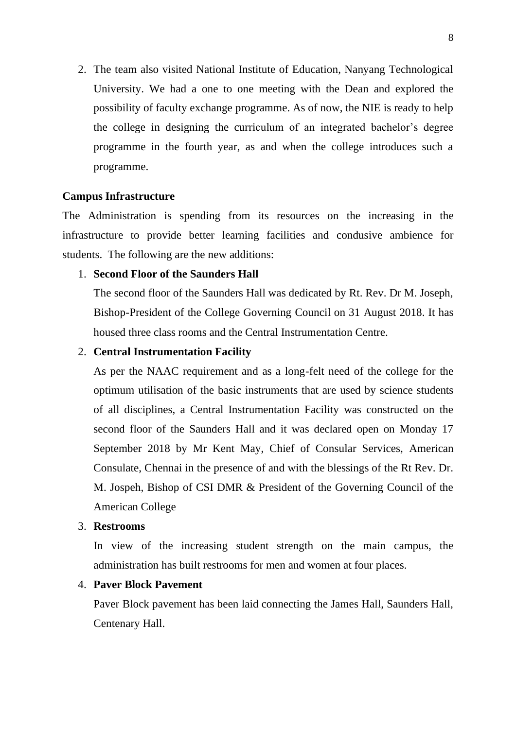2. The team also visited National Institute of Education, Nanyang Technological University. We had a one to one meeting with the Dean and explored the possibility of faculty exchange programme. As of now, the NIE is ready to help the college in designing the curriculum of an integrated bachelor's degree programme in the fourth year, as and when the college introduces such a programme.

**Campus Infrastructure**

The Administration is spending from its resources on the increasing in the infrastructure to provide better learning facilities and condusive ambience for students. The following are the new additions:

1. **Second Floor of the Saunders Hall**

   The second floor of the Saunders Hall was dedicated by Rt. Rev. Dr M. Joseph, Bishop-President of the College Governing Council on 31 August 2018. It has housed three class rooms and the Central Instrumentation Centre.

2. **Central Instrumentation Facility**

   As per the NAAC requirement and as a long-felt need of the college for the optimum utilisation of the basic instruments that are used by science students of all disciplines, a Central Instrumentation Facility was constructed on the second floor of the Saunders Hall and it was declared open on Monday 17 September 2018 by Mr Kent May, Chief of Consular Services, American Consulate, Chennai in the presence of and with the blessings of the Rt Rev. Dr. M. Jospeh, Bishop of CSI DMR & President of the Governing Council of the American College

3. **Restrooms**

   In view of the increasing student strength on the main campus, the administration has built restrooms for men and women at four places.

4. **Paver Block Pavement**

   Paver Block pavement has been laid connecting the James Hall, Saunders Hall, Centenary Hall.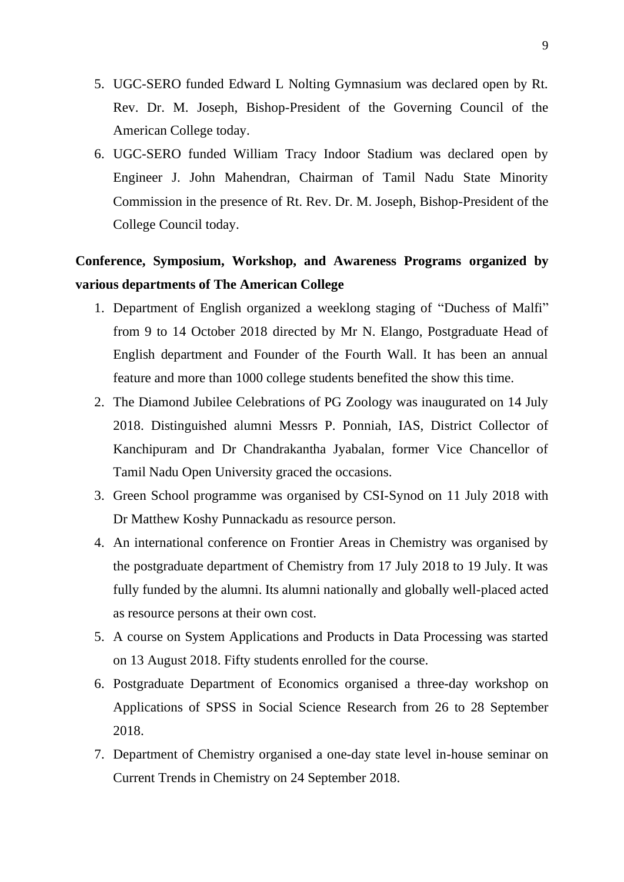5. UGC-SERO funded Edward L Nolting Gymnasium was declared open by Rt. Rev. Dr. M. Joseph, Bishop-President of the Governing Council of the American College today.
6. UGC-SERO funded William Tracy Indoor Stadium was declared open by Engineer J. John Mahendran, Chairman of Tamil Nadu State Minority Commission in the presence of Rt. Rev. Dr. M. Joseph, Bishop-President of the College Council today.

**Conference, Symposium, Workshop, and Awareness Programs organized by various departments of The American College**

1. Department of English organized a weeklong staging of "Duchess of Malfi" from 9 to 14 October 2018 directed by Mr N. Elango, Postgraduate Head of English department and Founder of the Fourth Wall. It has been an annual feature and more than 1000 college students benefited the show this time.
2. The Diamond Jubilee Celebrations of PG Zoology was inaugurated on 14 July 2018. Distinguished alumni Messrs P. Ponniah, IAS, District Collector of Kanchipuram and Dr Chandrakantha Jyabalan, former Vice Chancellor of Tamil Nadu Open University graced the occasions.
3. Green School programme was organised by CSI-Synod on 11 July 2018 with Dr Matthew Koshy Punnackadu as resource person.
4. An international conference on Frontier Areas in Chemistry was organised by the postgraduate department of Chemistry from 17 July 2018 to 19 July. It was fully funded by the alumni. Its alumni nationally and globally well-placed acted as resource persons at their own cost.
5. A course on System Applications and Products in Data Processing was started on 13 August 2018. Fifty students enrolled for the course.
6. Postgraduate Department of Economics organised a three-day workshop on Applications of SPSS in Social Science Research from 26 to 28 September 2018.
7. Department of Chemistry organised a one-day state level in-house seminar on Current Trends in Chemistry on 24 September 2018.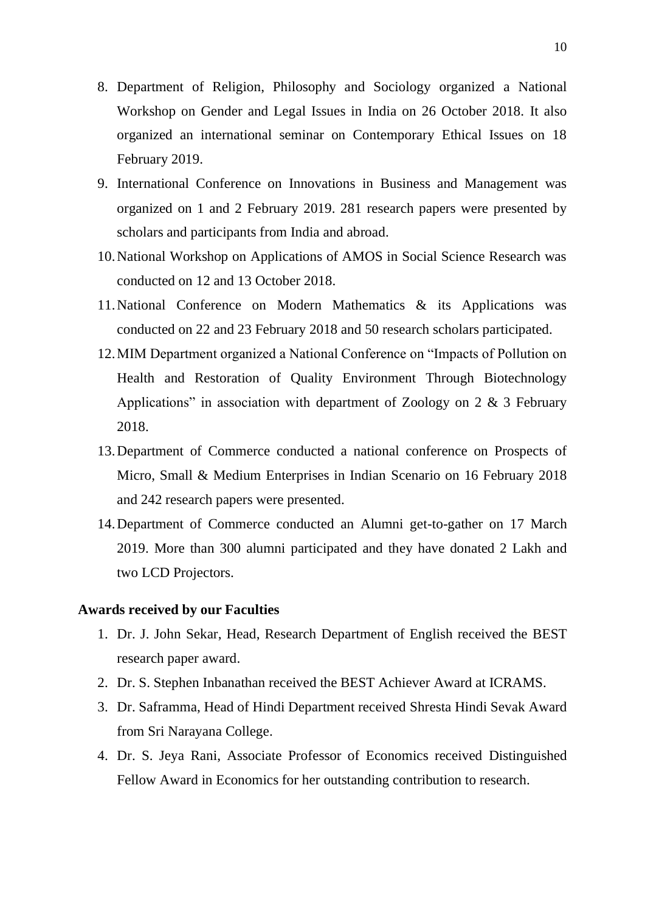8. Department of Religion, Philosophy and Sociology organized a National Workshop on Gender and Legal Issues in India on 26 October 2018. It also organized an international seminar on Contemporary Ethical Issues on 18 February 2019.
9. International Conference on Innovations in Business and Management was organized on 1 and 2 February 2019. 281 research papers were presented by scholars and participants from India and abroad.
10. National Workshop on Applications of AMOS in Social Science Research was conducted on 12 and 13 October 2018.
11. National Conference on Modern Mathematics & its Applications was conducted on 22 and 23 February 2018 and 50 research scholars participated.
12. MIM Department organized a National Conference on "Impacts of Pollution on Health and Restoration of Quality Environment Through Biotechnology Applications" in association with department of Zoology on 2 & 3 February 2018.
13. Department of Commerce conducted a national conference on Prospects of Micro, Small & Medium Enterprises in Indian Scenario on 16 February 2018 and 242 research papers were presented.
14. Department of Commerce conducted an Alumni get-to-gather on 17 March 2019. More than 300 alumni participated and they have donated 2 Lakh and two LCD Projectors.

**Awards received by our Faculties**

1. Dr. J. John Sekar, Head, Research Department of English received the BEST research paper award.
2. Dr. S. Stephen Inbanathan received the BEST Achiever Award at ICRAMS.
3. Dr. Saframma, Head of Hindi Department received Shresta Hindi Sevak Award from Sri Narayana College.
4. Dr. S. Jeya Rani, Associate Professor of Economics received Distinguished Fellow Award in Economics for her outstanding contribution to research.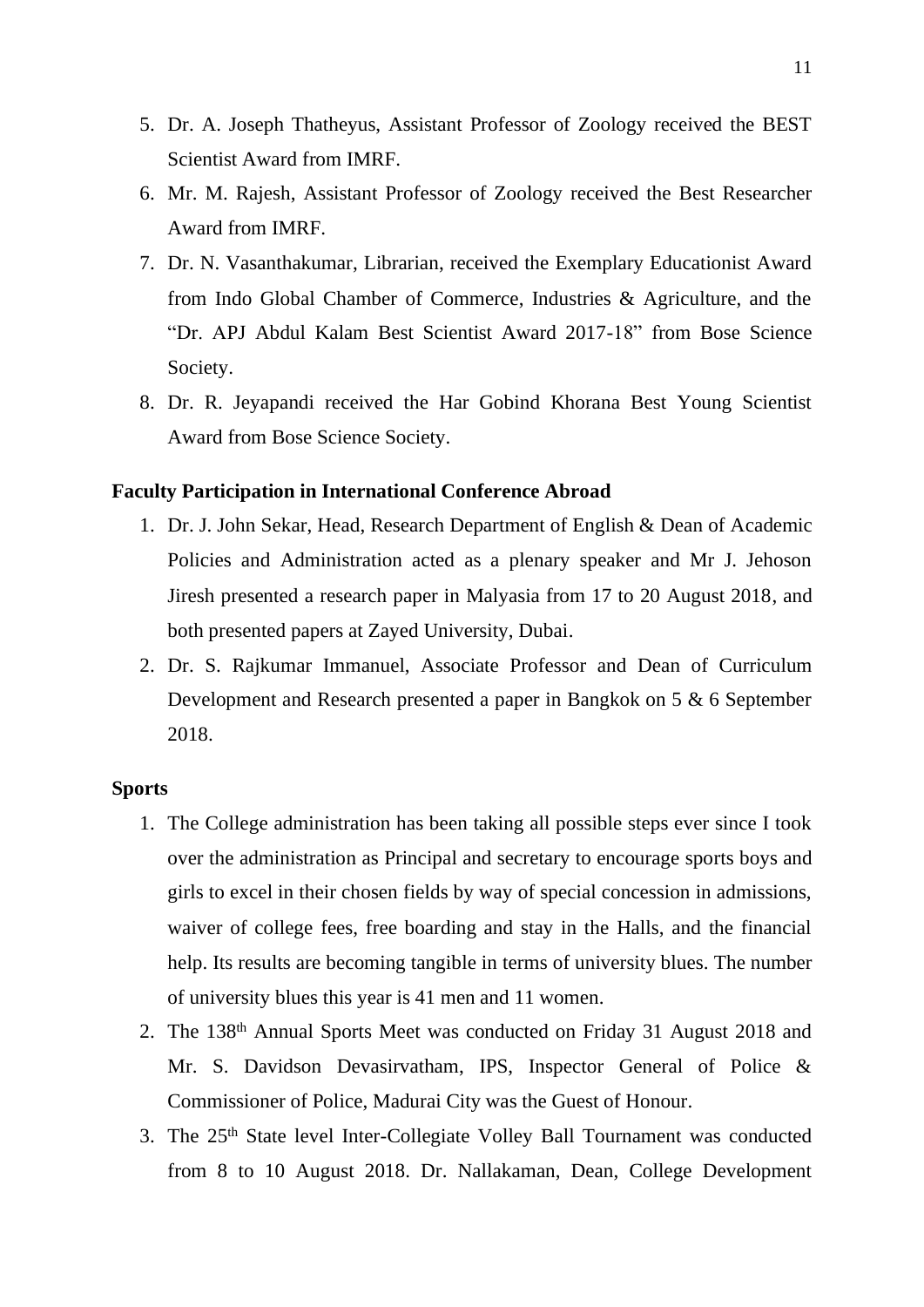5. Dr. A. Joseph Thatheyus, Assistant Professor of Zoology received the BEST Scientist Award from IMRF.
6. Mr. M. Rajesh, Assistant Professor of Zoology received the Best Researcher Award from IMRF.
7. Dr. N. Vasanthakumar, Librarian, received the Exemplary Educationist Award from Indo Global Chamber of Commerce, Industries & Agriculture, and the "Dr. APJ Abdul Kalam Best Scientist Award 2017-18" from Bose Science Society.
8. Dr. R. Jeyapandi received the Har Gobind Khorana Best Young Scientist Award from Bose Science Society.

**Faculty Participation in International Conference Abroad**

1. Dr. J. John Sekar, Head, Research Department of English & Dean of Academic Policies and Administration acted as a plenary speaker and Mr J. Jehoson Jiresh presented a research paper in Malyasia from 17 to 20 August 2018, and both presented papers at Zayed University, Dubai.
2. Dr. S. Rajkumar Immanuel, Associate Professor and Dean of Curriculum Development and Research presented a paper in Bangkok on 5 & 6 September 2018.

**Sports**

1. The College administration has been taking all possible steps ever since I took over the administration as Principal and secretary to encourage sports boys and girls to excel in their chosen fields by way of special concession in admissions, waiver of college fees, free boarding and stay in the Halls, and the financial help. Its results are becoming tangible in terms of university blues. The number of university blues this year is 41 men and 11 women.
2. The 138th Annual Sports Meet was conducted on Friday 31 August 2018 and Mr. S. Davidson Devasirvatham, IPS, Inspector General of Police & Commissioner of Police, Madurai City was the Guest of Honour.
3. The 25th State level Inter-Collegiate Volley Ball Tournament was conducted from 8 to 10 August 2018. Dr. Nallakaman, Dean, College Development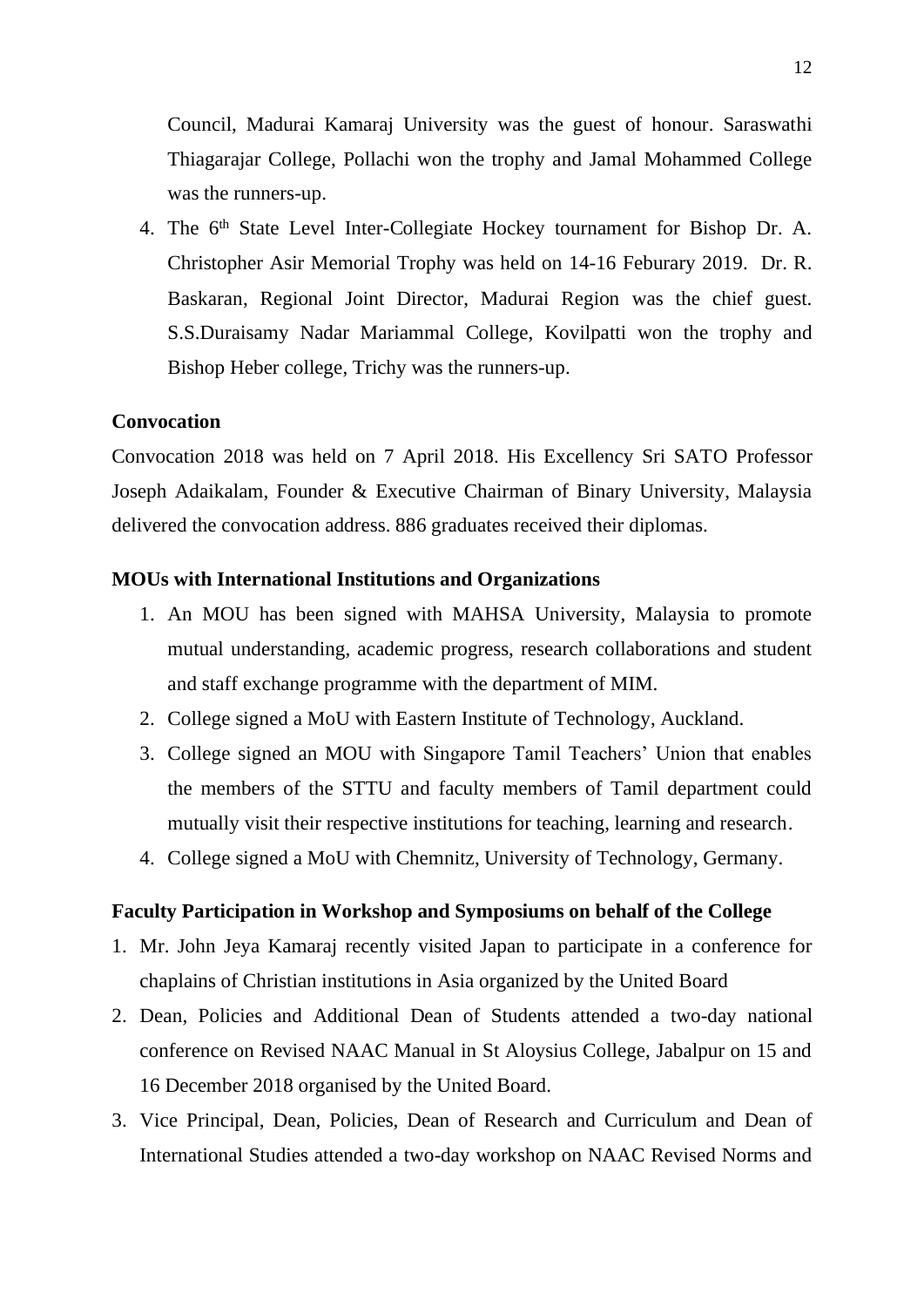Council, Madurai Kamaraj University was the guest of honour. Saraswathi Thiagarajar College, Pollachi won the trophy and Jamal Mohammed College was the runners-up.

4. The 6th State Level Inter-Collegiate Hockey tournament for Bishop Dr. A. Christopher Asir Memorial Trophy was held on 14-16 Feburary 2019. Dr. R. Baskaran, Regional Joint Director, Madurai Region was the chief guest. S.S.Duraisamy Nadar Mariammal College, Kovilpatti won the trophy and Bishop Heber college, Trichy was the runners-up.

**Convocation**

Convocation 2018 was held on 7 April 2018. His Excellency Sri SATO Professor Joseph Adaikalam, Founder & Executive Chairman of Binary University, Malaysia delivered the convocation address. 886 graduates received their diplomas.

**MOUs with International Institutions and Organizations**

1. An MOU has been signed with MAHSA University, Malaysia to promote mutual understanding, academic progress, research collaborations and student and staff exchange programme with the department of MIM.
2. College signed a MoU with Eastern Institute of Technology, Auckland.
3. College signed an MOU with Singapore Tamil Teachers' Union that enables the members of the STTU and faculty members of Tamil department could mutually visit their respective institutions for teaching, learning and research.
4. College signed a MoU with Chemnitz, University of Technology, Germany.

**Faculty Participation in Workshop and Symposiums on behalf of the College**

1. Mr. John Jeya Kamaraj recently visited Japan to participate in a conference for chaplains of Christian institutions in Asia organized by the United Board
2. Dean, Policies and Additional Dean of Students attended a two-day national conference on Revised NAAC Manual in St Aloysius College, Jabalpur on 15 and 16 December 2018 organised by the United Board.
3. Vice Principal, Dean, Policies, Dean of Research and Curriculum and Dean of International Studies attended a two-day workshop on NAAC Revised Norms and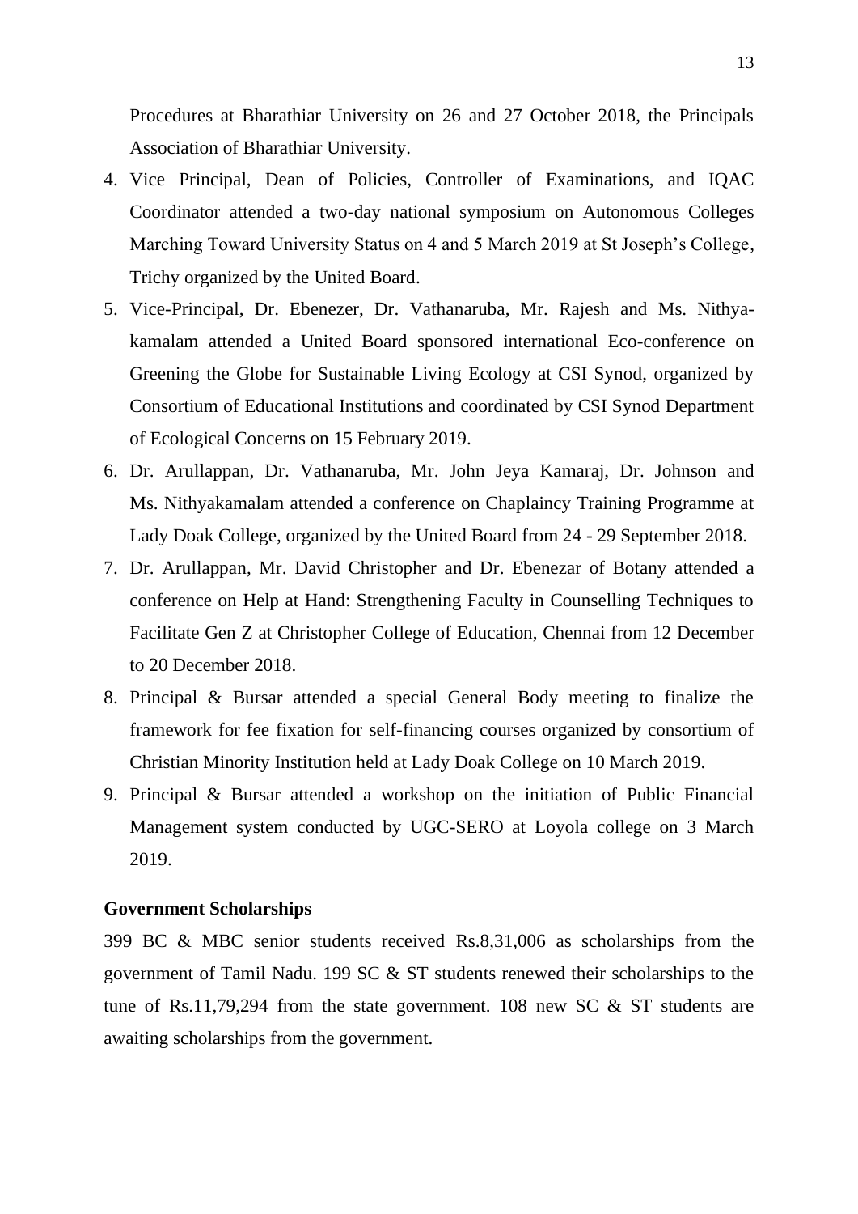Procedures at Bharathiar University on 26 and 27 October 2018, the Principals Association of Bharathiar University.

4. Vice Principal, Dean of Policies, Controller of Examinations, and IQAC Coordinator attended a two-day national symposium on Autonomous Colleges Marching Toward University Status on 4 and 5 March 2019 at St Joseph's College, Trichy organized by the United Board.
5. Vice-Principal, Dr. Ebenezer, Dr. Vathanaruba, Mr. Rajesh and Ms. Nithyakamalam attended a United Board sponsored international Eco-conference on Greening the Globe for Sustainable Living Ecology at CSI Synod, organized by Consortium of Educational Institutions and coordinated by CSI Synod Department of Ecological Concerns on 15 February 2019.
6. Dr. Arullappan, Dr. Vathanaruba, Mr. John Jeya Kamaraj, Dr. Johnson and Ms. Nithyakamalam attended a conference on Chaplaincy Training Programme at Lady Doak College, organized by the United Board from 24 - 29 September 2018.
7. Dr. Arullappan, Mr. David Christopher and Dr. Ebenezar of Botany attended a conference on Help at Hand: Strengthening Faculty in Counselling Techniques to Facilitate Gen Z at Christopher College of Education, Chennai from 12 December to 20 December 2018.
8. Principal & Bursar attended a special General Body meeting to finalize the framework for fee fixation for self-financing courses organized by consortium of Christian Minority Institution held at Lady Doak College on 10 March 2019.
9. Principal & Bursar attended a workshop on the initiation of Public Financial Management system conducted by UGC-SERO at Loyola college on 3 March 2019.

**Government Scholarships**

399 BC & MBC senior students received Rs.8,31,006 as scholarships from the government of Tamil Nadu. 199 SC & ST students renewed their scholarships to the tune of Rs.11,79,294 from the state government. 108 new SC & ST students are awaiting scholarships from the government.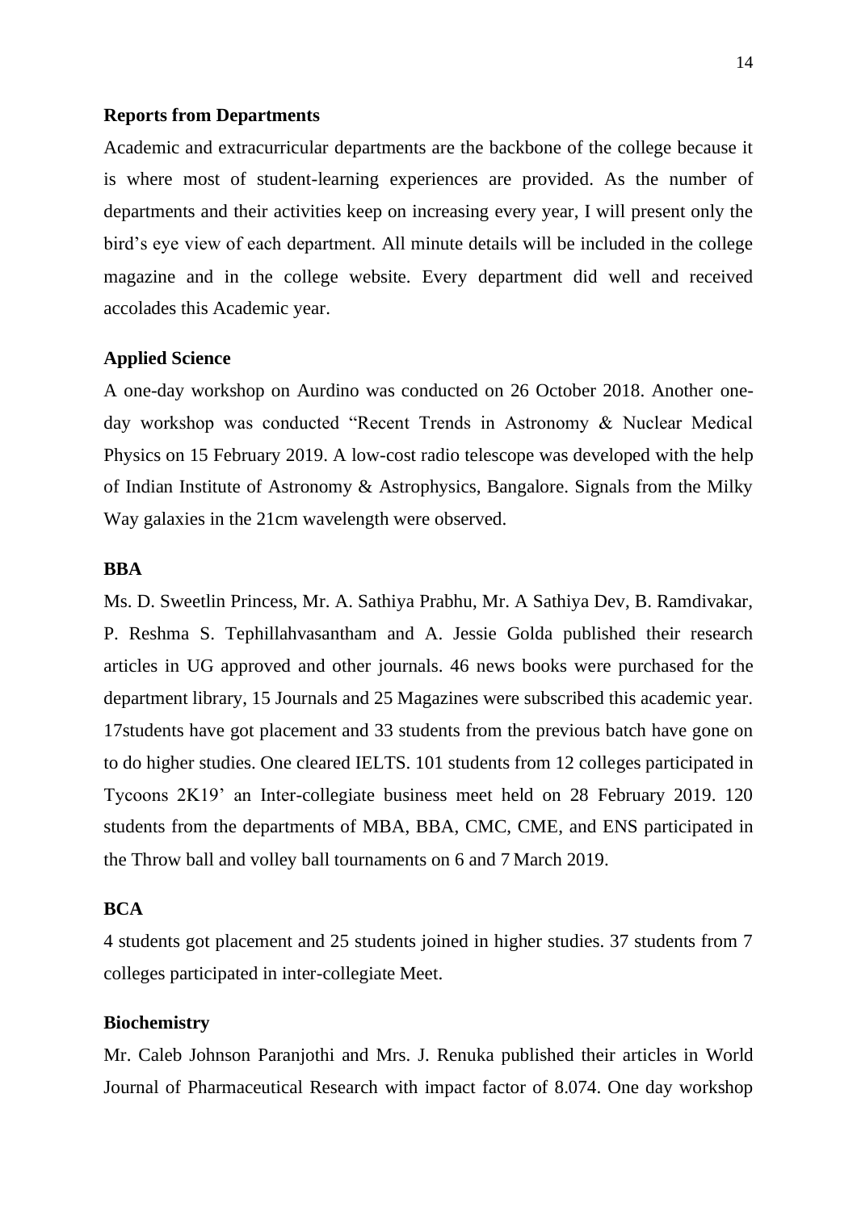**Reports from Departments**

Academic and extracurricular departments are the backbone of the college because it is where most of student-learning experiences are provided. As the number of departments and their activities keep on increasing every year, I will present only the bird's eye view of each department. All minute details will be included in the college magazine and in the college website. Every department did well and received accolades this Academic year.

**Applied Science**

A one-day workshop on Aurdino was conducted on 26 October 2018. Another one-day workshop was conducted "Recent Trends in Astronomy & Nuclear Medical Physics on 15 February 2019. A low-cost radio telescope was developed with the help of Indian Institute of Astronomy & Astrophysics, Bangalore. Signals from the Milky Way galaxies in the 21cm wavelength were observed.

**BBA**

Ms. D. Sweetlin Princess, Mr. A. Sathiya Prabhu, Mr. A Sathiya Dev, B. Ramdivakar, P. Reshma S. Tephillahvasantham and A. Jessie Golda published their research articles in UG approved and other journals. 46 news books were purchased for the department library, 15 Journals and 25 Magazines were subscribed this academic year. 17students have got placement and 33 students from the previous batch have gone on to do higher studies. One cleared IELTS. 101 students from 12 colleges participated in Tycoons 2K19' an Inter-collegiate business meet held on 28 February 2019. 120 students from the departments of MBA, BBA, CMC, CME, and ENS participated in the Throw ball and volley ball tournaments on 6 and 7 March 2019.

**BCA**

4 students got placement and 25 students joined in higher studies. 37 students from 7 colleges participated in inter-collegiate Meet.

**Biochemistry**

Mr. Caleb Johnson Paranjothi and Mrs. J. Renuka published their articles in World Journal of Pharmaceutical Research with impact factor of 8.074. One day workshop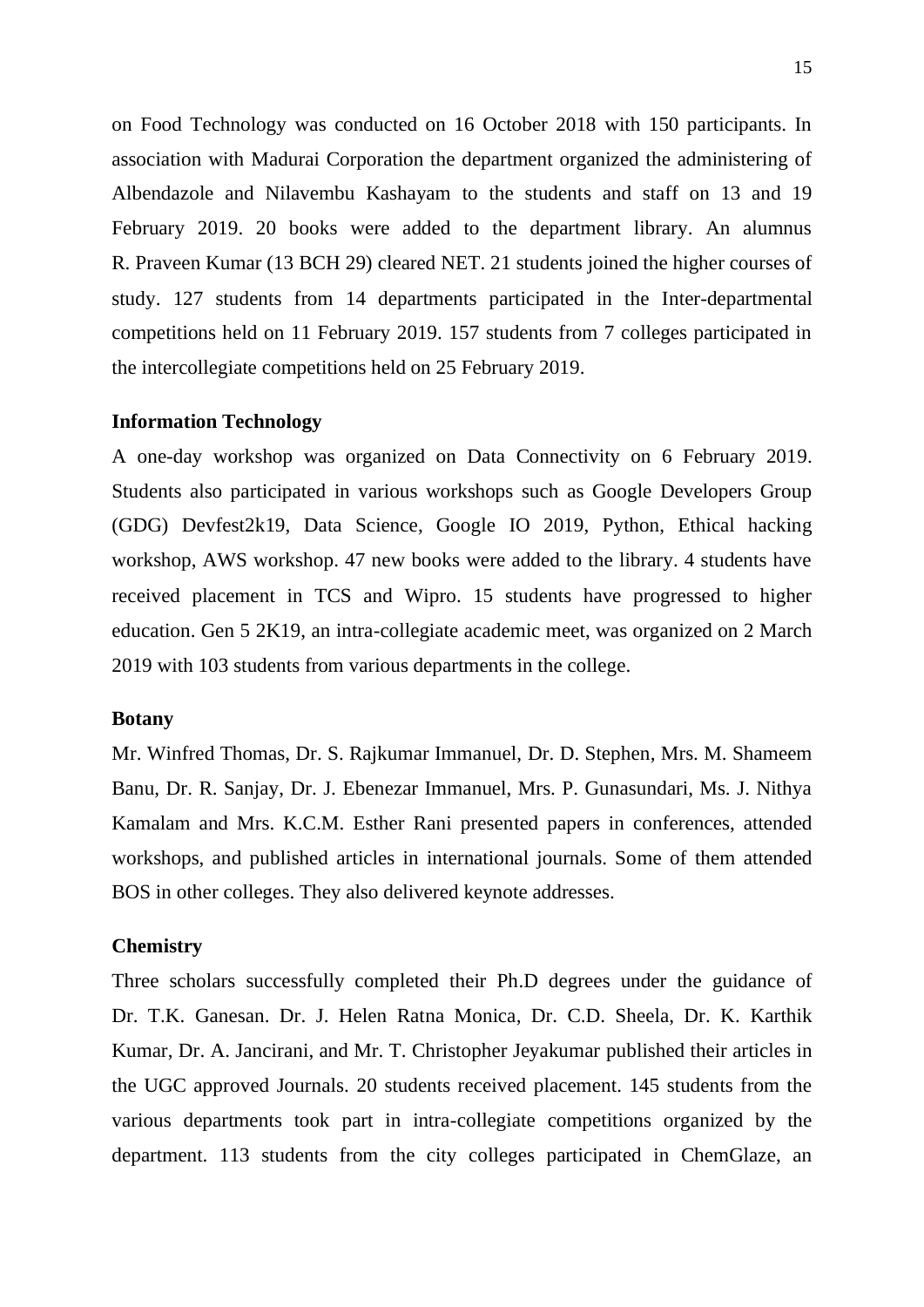on Food Technology was conducted on 16 October 2018 with 150 participants. In association with Madurai Corporation the department organized the administering of Albendazole and Nilavembu Kashayam to the students and staff on 13 and 19 February 2019. 20 books were added to the department library. An alumnus R. Praveen Kumar (13 BCH 29) cleared NET. 21 students joined the higher courses of study. 127 students from 14 departments participated in the Inter-departmental competitions held on 11 February 2019. 157 students from 7 colleges participated in the intercollegiate competitions held on 25 February 2019.

**Information Technology**

A one-day workshop was organized on Data Connectivity on 6 February 2019. Students also participated in various workshops such as Google Developers Group (GDG) Devfest2k19, Data Science, Google IO 2019, Python, Ethical hacking workshop, AWS workshop. 47 new books were added to the library. 4 students have received placement in TCS and Wipro. 15 students have progressed to higher education. Gen 5 2K19, an intra-collegiate academic meet, was organized on 2 March 2019 with 103 students from various departments in the college.

**Botany**

Mr. Winfred Thomas, Dr. S. Rajkumar Immanuel, Dr. D. Stephen, Mrs. M. Shameem Banu, Dr. R. Sanjay, Dr. J. Ebenezar Immanuel, Mrs. P. Gunasundari, Ms. J. Nithya Kamalam and Mrs. K.C.M. Esther Rani presented papers in conferences, attended workshops, and published articles in international journals. Some of them attended BOS in other colleges. They also delivered keynote addresses.

**Chemistry**

Three scholars successfully completed their Ph.D degrees under the guidance of Dr. T.K. Ganesan. Dr. J. Helen Ratna Monica, Dr. C.D. Sheela, Dr. K. Karthik Kumar, Dr. A. Jancirani, and Mr. T. Christopher Jeyakumar published their articles in the UGC approved Journals. 20 students received placement. 145 students from the various departments took part in intra-collegiate competitions organized by the department. 113 students from the city colleges participated in ChemGlaze, an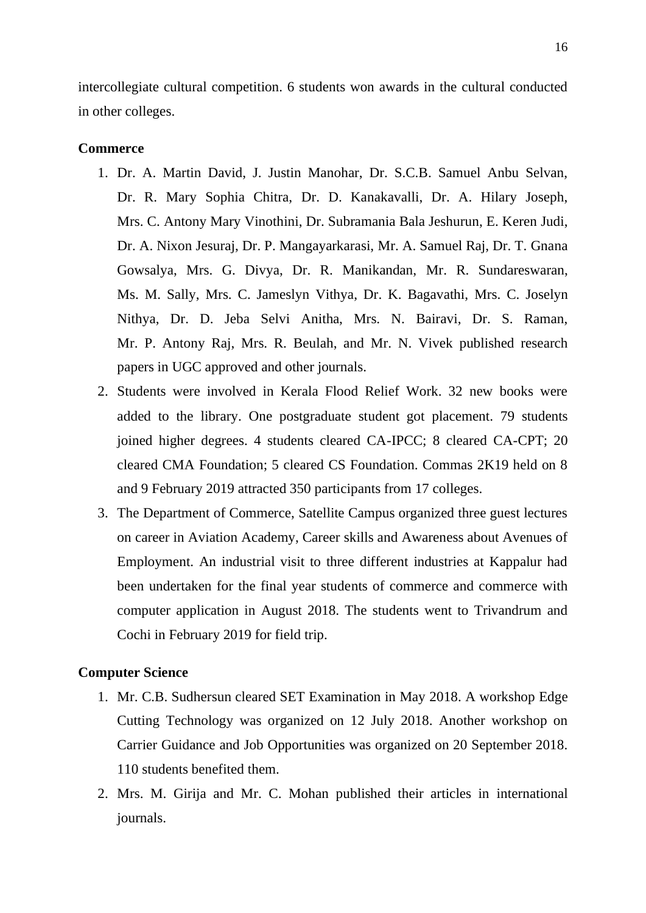intercollegiate cultural competition. 6 students won awards in the cultural conducted in other colleges.

**Commerce**

1. Dr. A. Martin David, J. Justin Manohar, Dr. S.C.B. Samuel Anbu Selvan, Dr. R. Mary Sophia Chitra, Dr. D. Kanakavalli, Dr. A. Hilary Joseph, Mrs. C. Antony Mary Vinothini, Dr. Subramania Bala Jeshurun, E. Keren Judi, Dr. A. Nixon Jesuraj, Dr. P. Mangayarkarasi, Mr. A. Samuel Raj, Dr. T. Gnana Gowsalya, Mrs. G. Divya, Dr. R. Manikandan, Mr. R. Sundareswaran, Ms. M. Sally, Mrs. C. Jameslyn Vithya, Dr. K. Bagavathi, Mrs. C. Joselyn Nithya, Dr. D. Jeba Selvi Anitha, Mrs. N. Bairavi, Dr. S. Raman, Mr. P. Antony Raj, Mrs. R. Beulah, and Mr. N. Vivek published research papers in UGC approved and other journals.
2. Students were involved in Kerala Flood Relief Work. 32 new books were added to the library. One postgraduate student got placement. 79 students joined higher degrees. 4 students cleared CA-IPCC; 8 cleared CA-CPT; 20 cleared CMA Foundation; 5 cleared CS Foundation. Commas 2K19 held on 8 and 9 February 2019 attracted 350 participants from 17 colleges.
3. The Department of Commerce, Satellite Campus organized three guest lectures on career in Aviation Academy, Career skills and Awareness about Avenues of Employment. An industrial visit to three different industries at Kappalur had been undertaken for the final year students of commerce and commerce with computer application in August 2018. The students went to Trivandrum and Cochi in February 2019 for field trip.

**Computer Science**

1. Mr. C.B. Sudhersun cleared SET Examination in May 2018. A workshop Edge Cutting Technology was organized on 12 July 2018. Another workshop on Carrier Guidance and Job Opportunities was organized on 20 September 2018. 110 students benefited them.
2. Mrs. M. Girija and Mr. C. Mohan published their articles in international journals.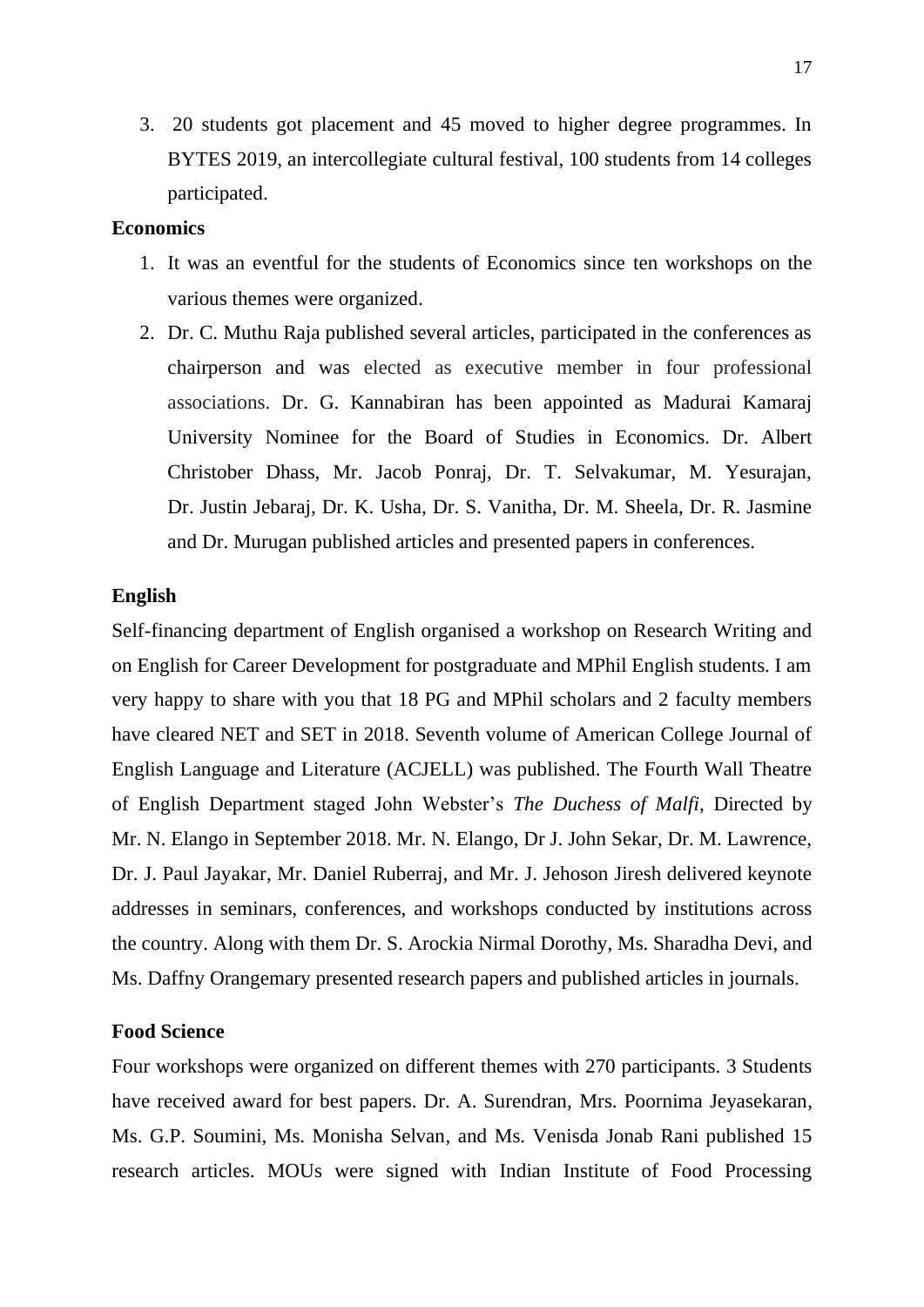3. 20 students got placement and 45 moved to higher degree programmes. In BYTES 2019, an intercollegiate cultural festival, 100 students from 14 colleges participated.

**Economics**

1. It was an eventful for the students of Economics since ten workshops on the various themes were organized.
2. Dr. C. Muthu Raja published several articles, participated in the conferences as chairperson and was elected as executive member in four professional associations. Dr. G. Kannabiran has been appointed as Madurai Kamaraj University Nominee for the Board of Studies in Economics. Dr. Albert Christober Dhass, Mr. Jacob Ponraj, Dr. T. Selvakumar, M. Yesurajan, Dr. Justin Jebaraj, Dr. K. Usha, Dr. S. Vanitha, Dr. M. Sheela, Dr. R. Jasmine and Dr. Murugan published articles and presented papers in conferences.

**English**

Self-financing department of English organised a workshop on Research Writing and on English for Career Development for postgraduate and MPhil English students. I am very happy to share with you that 18 PG and MPhil scholars and 2 faculty members have cleared NET and SET in 2018. Seventh volume of American College Journal of English Language and Literature (ACJELL) was published. The Fourth Wall Theatre of English Department staged John Webster's *The Duchess of Malfi*, Directed by Mr. N. Elango in September 2018. Mr. N. Elango, Dr J. John Sekar, Dr. M. Lawrence, Dr. J. Paul Jayakar, Mr. Daniel Ruberraj, and Mr. J. Jehoson Jiresh delivered keynote addresses in seminars, conferences, and workshops conducted by institutions across the country. Along with them Dr. S. Arockia Nirmal Dorothy, Ms. Sharadha Devi, and Ms. Daffny Orangemary presented research papers and published articles in journals.

**Food Science**

Four workshops were organized on different themes with 270 participants. 3 Students have received award for best papers. Dr. A. Surendran, Mrs. Poornima Jeyasekaran, Ms. G.P. Soumini, Ms. Monisha Selvan, and Ms. Venisda Jonab Rani published 15 research articles. MOUs were signed with Indian Institute of Food Processing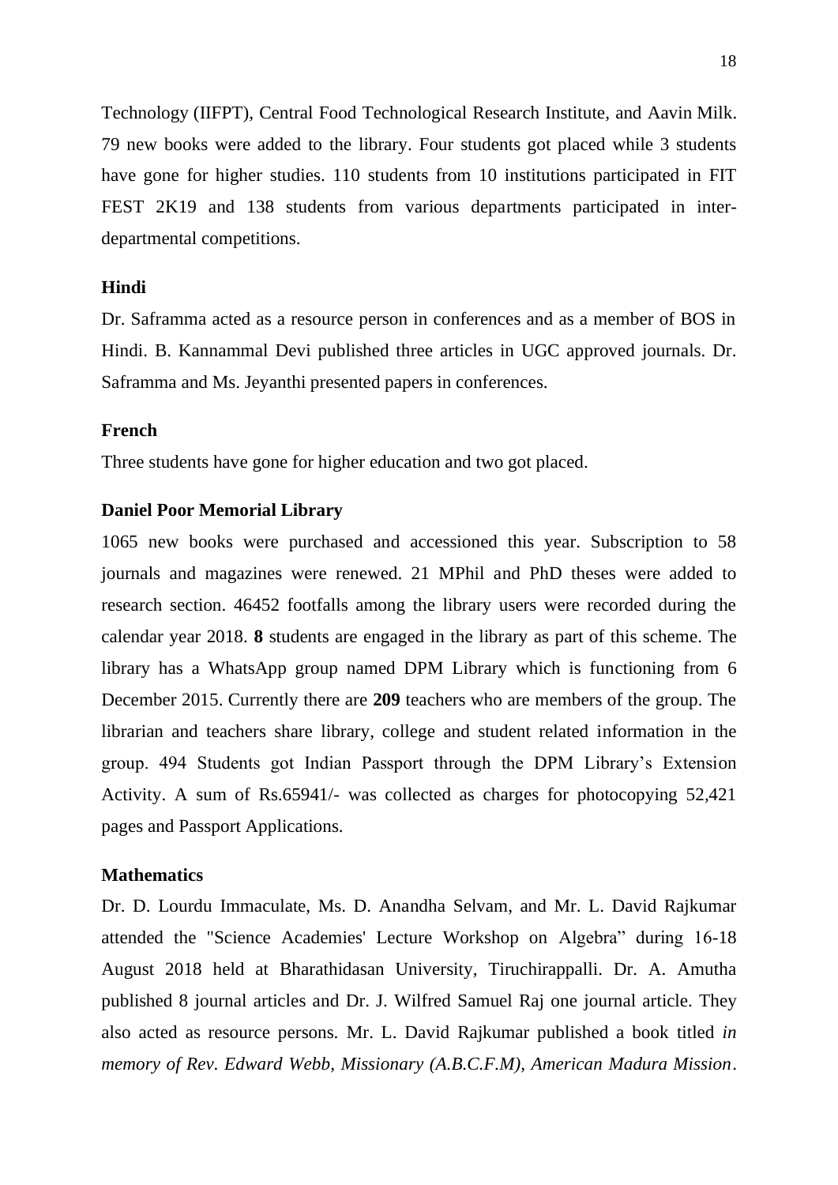Technology (IIFPT), Central Food Technological Research Institute, and Aavin Milk. 79 new books were added to the library. Four students got placed while 3 students have gone for higher studies. 110 students from 10 institutions participated in FIT FEST 2K19 and 138 students from various departments participated in inter-departmental competitions.

**Hindi**

Dr. Saframma acted as a resource person in conferences and as a member of BOS in Hindi. B. Kannammal Devi published three articles in UGC approved journals. Dr. Saframma and Ms. Jeyanthi presented papers in conferences.

**French**

Three students have gone for higher education and two got placed.

**Daniel Poor Memorial Library**

1065 new books were purchased and accessioned this year. Subscription to 58 journals and magazines were renewed. 21 MPhil and PhD theses were added to research section. 46452 footfalls among the library users were recorded during the calendar year 2018. **8** students are engaged in the library as part of this scheme. The library has a WhatsApp group named DPM Library which is functioning from 6 December 2015. Currently there are **209** teachers who are members of the group. The librarian and teachers share library, college and student related information in the group. 494 Students got Indian Passport through the DPM Library's Extension Activity. A sum of Rs.65941/- was collected as charges for photocopying 52,421 pages and Passport Applications.

**Mathematics**

Dr. D. Lourdu Immaculate, Ms. D. Anandha Selvam, and Mr. L. David Rajkumar attended the "Science Academies' Lecture Workshop on Algebra" during 16-18 August 2018 held at Bharathidasan University, Tiruchirappalli. Dr. A. Amutha published 8 journal articles and Dr. J. Wilfred Samuel Raj one journal article. They also acted as resource persons. Mr. L. David Rajkumar published a book titled *in memory of Rev. Edward Webb, Missionary (A.B.C.F.M), American Madura Mission*.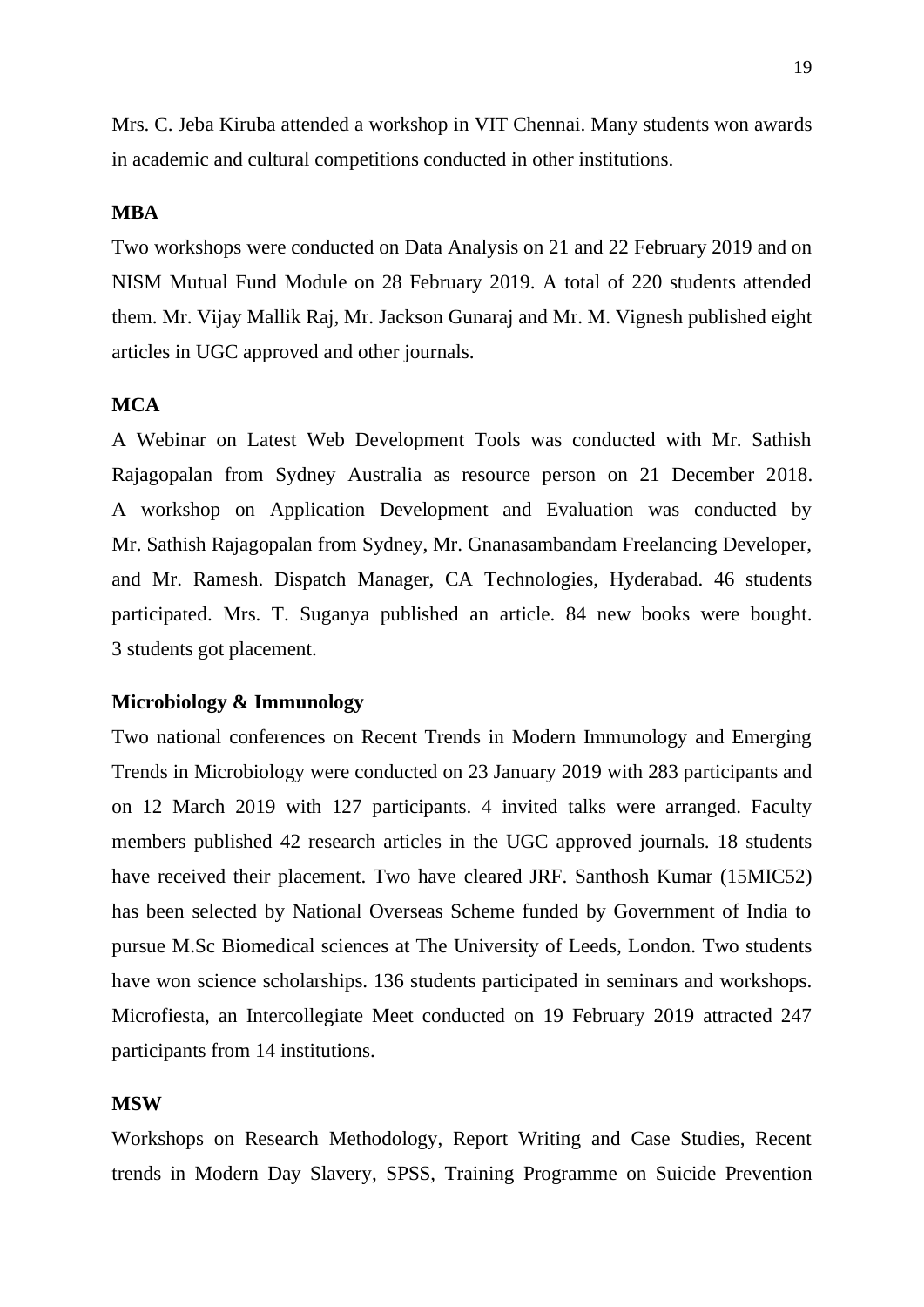Mrs. C. Jeba Kiruba attended a workshop in VIT Chennai. Many students won awards in academic and cultural competitions conducted in other institutions.

**MBA**

Two workshops were conducted on Data Analysis on 21 and 22 February 2019 and on NISM Mutual Fund Module on 28 February 2019. A total of 220 students attended them. Mr. Vijay Mallik Raj, Mr. Jackson Gunaraj and Mr. M. Vignesh published eight articles in UGC approved and other journals.

**MCA**

A Webinar on Latest Web Development Tools was conducted with Mr. Sathish Rajagopalan from Sydney Australia as resource person on 21 December 2018. A workshop on Application Development and Evaluation was conducted by Mr. Sathish Rajagopalan from Sydney, Mr. Gnanasambandam Freelancing Developer, and Mr. Ramesh. Dispatch Manager, CA Technologies, Hyderabad. 46 students participated. Mrs. T. Suganya published an article. 84 new books were bought. 3 students got placement.

**Microbiology & Immunology**

Two national conferences on Recent Trends in Modern Immunology and Emerging Trends in Microbiology were conducted on 23 January 2019 with 283 participants and on 12 March 2019 with 127 participants. 4 invited talks were arranged. Faculty members published 42 research articles in the UGC approved journals. 18 students have received their placement. Two have cleared JRF. Santhosh Kumar (15MIC52) has been selected by National Overseas Scheme funded by Government of India to pursue M.Sc Biomedical sciences at The University of Leeds, London. Two students have won science scholarships. 136 students participated in seminars and workshops. Microfiesta, an Intercollegiate Meet conducted on 19 February 2019 attracted 247 participants from 14 institutions.

**MSW**

Workshops on Research Methodology, Report Writing and Case Studies, Recent trends in Modern Day Slavery, SPSS, Training Programme on Suicide Prevention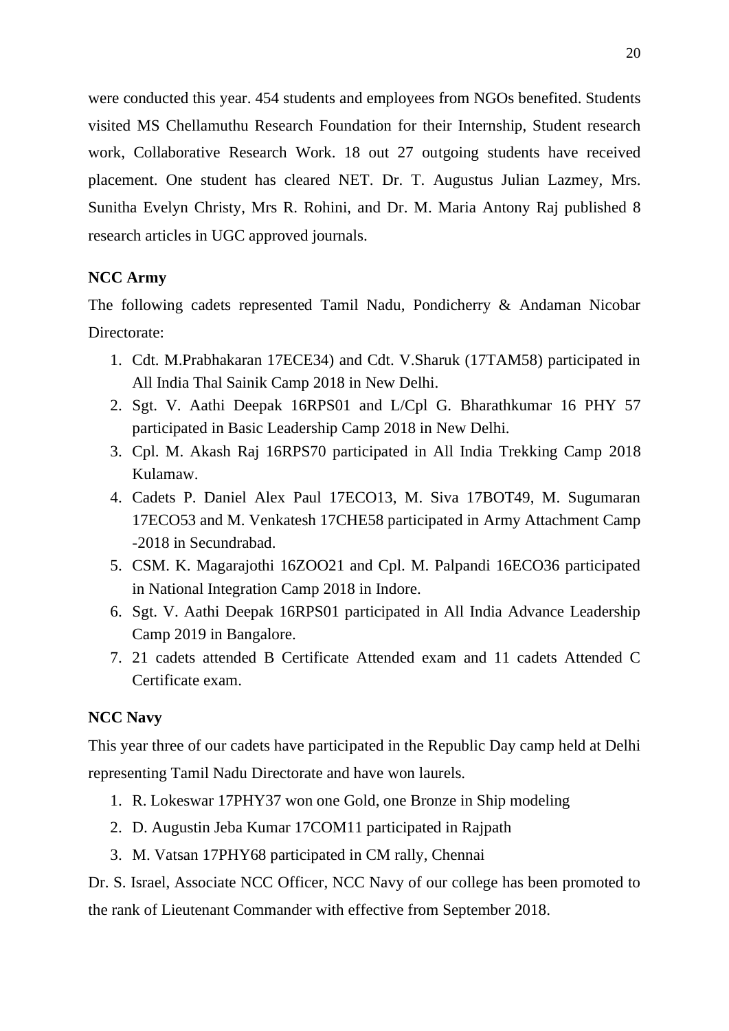were conducted this year. 454 students and employees from NGOs benefited. Students visited MS Chellamuthu Research Foundation for their Internship, Student research work, Collaborative Research Work. 18 out 27 outgoing students have received placement. One student has cleared NET. Dr. T. Augustus Julian Lazmey, Mrs. Sunitha Evelyn Christy, Mrs R. Rohini, and Dr. M. Maria Antony Raj published 8 research articles in UGC approved journals.

**NCC Army**

The following cadets represented Tamil Nadu, Pondicherry & Andaman Nicobar Directorate:

1. Cdt. M.Prabhakaran 17ECE34) and Cdt. V.Sharuk (17TAM58) participated in All India Thal Sainik Camp 2018 in New Delhi.
2. Sgt. V. Aathi Deepak 16RPS01 and L/Cpl G. Bharathkumar 16 PHY 57 participated in Basic Leadership Camp 2018 in New Delhi.
3. Cpl. M. Akash Raj 16RPS70 participated in All India Trekking Camp 2018 Kulamaw.
4. Cadets P. Daniel Alex Paul 17ECO13, M. Siva 17BOT49, M. Sugumaran 17ECO53 and M. Venkatesh 17CHE58 participated in Army Attachment Camp -2018 in Secundrabad.
5. CSM. K. Magarajothi 16ZOO21 and Cpl. M. Palpandi 16ECO36 participated in National Integration Camp 2018 in Indore.
6. Sgt. V. Aathi Deepak 16RPS01 participated in All India Advance Leadership Camp 2019 in Bangalore.
7. 21 cadets attended B Certificate Attended exam and 11 cadets Attended C Certificate exam.

**NCC Navy**

This year three of our cadets have participated in the Republic Day camp held at Delhi representing Tamil Nadu Directorate and have won laurels.

1. R. Lokeswar 17PHY37 won one Gold, one Bronze in Ship modeling
2. D. Augustin Jeba Kumar 17COM11 participated in Rajpath
3. M. Vatsan 17PHY68 participated in CM rally, Chennai

Dr. S. Israel, Associate NCC Officer, NCC Navy of our college has been promoted to the rank of Lieutenant Commander with effective from September 2018.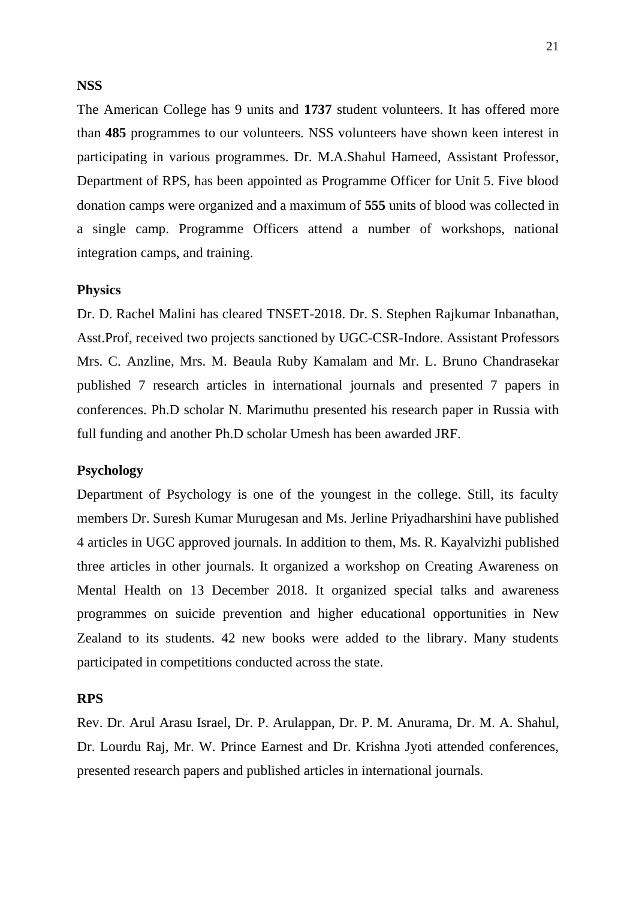**NSS**

The American College has 9 units and **1737** student volunteers. It has offered more than **485** programmes to our volunteers. NSS volunteers have shown keen interest in participating in various programmes. Dr. M.A.Shahul Hameed, Assistant Professor, Department of RPS, has been appointed as Programme Officer for Unit 5. Five blood donation camps were organized and a maximum of **555** units of blood was collected in a single camp. Programme Officers attend a number of workshops, national integration camps, and training.

**Physics**

Dr. D. Rachel Malini has cleared TNSET-2018. Dr. S. Stephen Rajkumar Inbanathan, Asst.Prof, received two projects sanctioned by UGC-CSR-Indore. Assistant Professors Mrs. C. Anzline, Mrs. M. Beaula Ruby Kamalam and Mr. L. Bruno Chandrasekar published 7 research articles in international journals and presented 7 papers in conferences. Ph.D scholar N. Marimuthu presented his research paper in Russia with full funding and another Ph.D scholar Umesh has been awarded JRF.

**Psychology**

Department of Psychology is one of the youngest in the college. Still, its faculty members Dr. Suresh Kumar Murugesan and Ms. Jerline Priyadharshini have published 4 articles in UGC approved journals. In addition to them, Ms. R. Kayalvizhi published three articles in other journals. It organized a workshop on Creating Awareness on Mental Health on 13 December 2018. It organized special talks and awareness programmes on suicide prevention and higher educational opportunities in New Zealand to its students. 42 new books were added to the library. Many students participated in competitions conducted across the state.

**RPS**

Rev. Dr. Arul Arasu Israel, Dr. P. Arulappan, Dr. P. M. Anurama, Dr. M. A. Shahul, Dr. Lourdu Raj, Mr. W. Prince Earnest and Dr. Krishna Jyoti attended conferences, presented research papers and published articles in international journals.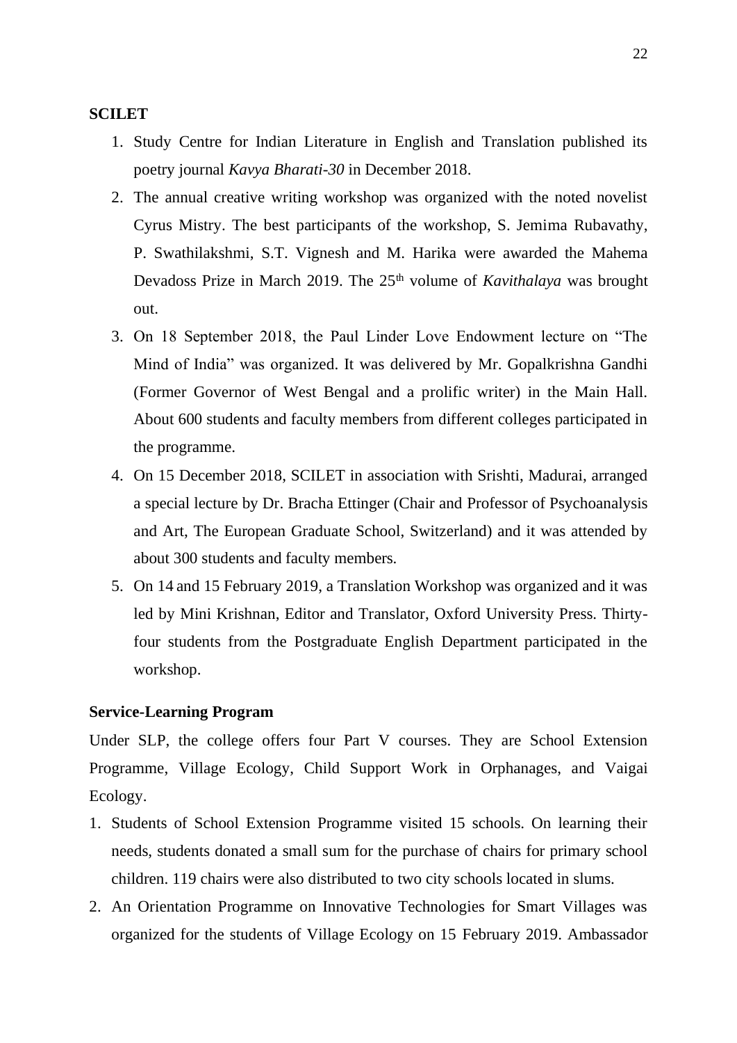**SCILET**

1. Study Centre for Indian Literature in English and Translation published its poetry journal *Kavya Bharati-30* in December 2018.
2. The annual creative writing workshop was organized with the noted novelist Cyrus Mistry. The best participants of the workshop, S. Jemima Rubavathy, P. Swathilakshmi, S.T. Vignesh and M. Harika were awarded the Mahema Devadoss Prize in March 2019. The 25th volume of *Kavithalaya* was brought out.
3. On 18 September 2018, the Paul Linder Love Endowment lecture on "The Mind of India" was organized. It was delivered by Mr. Gopalkrishna Gandhi (Former Governor of West Bengal and a prolific writer) in the Main Hall. About 600 students and faculty members from different colleges participated in the programme.
4. On 15 December 2018, SCILET in association with Srishti, Madurai, arranged a special lecture by Dr. Bracha Ettinger (Chair and Professor of Psychoanalysis and Art, The European Graduate School, Switzerland) and it was attended by about 300 students and faculty members.
5. On 14 and 15 February 2019, a Translation Workshop was organized and it was led by Mini Krishnan, Editor and Translator, Oxford University Press. Thirty-four students from the Postgraduate English Department participated in the workshop.

**Service-Learning Program**

Under SLP, the college offers four Part V courses. They are School Extension Programme, Village Ecology, Child Support Work in Orphanages, and Vaigai Ecology.

1. Students of School Extension Programme visited 15 schools. On learning their needs, students donated a small sum for the purchase of chairs for primary school children. 119 chairs were also distributed to two city schools located in slums.
2. An Orientation Programme on Innovative Technologies for Smart Villages was organized for the students of Village Ecology on 15 February 2019. Ambassador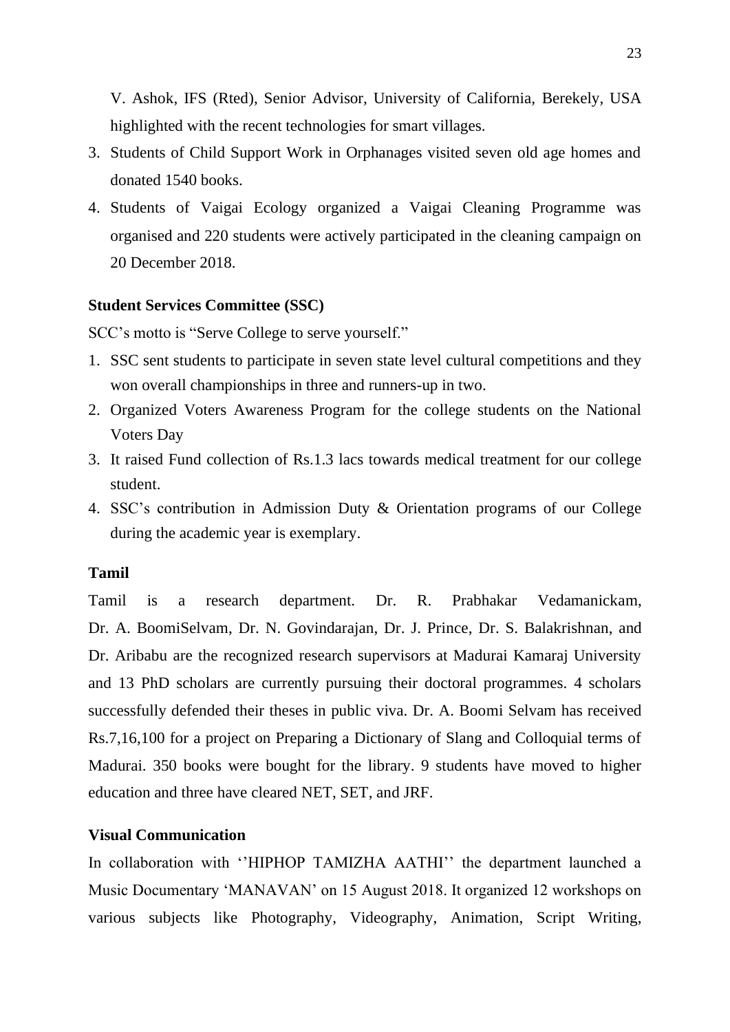V. Ashok, IFS (Rted), Senior Advisor, University of California, Berekely, USA highlighted with the recent technologies for smart villages.

3. Students of Child Support Work in Orphanages visited seven old age homes and donated 1540 books.
4. Students of Vaigai Ecology organized a Vaigai Cleaning Programme was organised and 220 students were actively participated in the cleaning campaign on 20 December 2018.

**Student Services Committee (SSC)**

SCC's motto is "Serve College to serve yourself."

1. SSC sent students to participate in seven state level cultural competitions and they won overall championships in three and runners-up in two.
2. Organized Voters Awareness Program for the college students on the National Voters Day
3. It raised Fund collection of Rs.1.3 lacs towards medical treatment for our college student.
4. SSC's contribution in Admission Duty & Orientation programs of our College during the academic year is exemplary.

**Tamil**

Tamil is a research department. Dr. R. Prabhakar Vedamanickam, Dr. A. BoomiSelvam, Dr. N. Govindarajan, Dr. J. Prince, Dr. S. Balakrishnan, and Dr. Aribabu are the recognized research supervisors at Madurai Kamaraj University and 13 PhD scholars are currently pursuing their doctoral programmes. 4 scholars successfully defended their theses in public viva. Dr. A. Boomi Selvam has received Rs.7,16,100 for a project on Preparing a Dictionary of Slang and Colloquial terms of Madurai. 350 books were bought for the library. 9 students have moved to higher education and three have cleared NET, SET, and JRF.

**Visual Communication**

In collaboration with ''HIPHOP TAMIZHA AATHI'' the department launched a Music Documentary 'MANAVAN' on 15 August 2018. It organized 12 workshops on various subjects like Photography, Videography, Animation, Script Writing,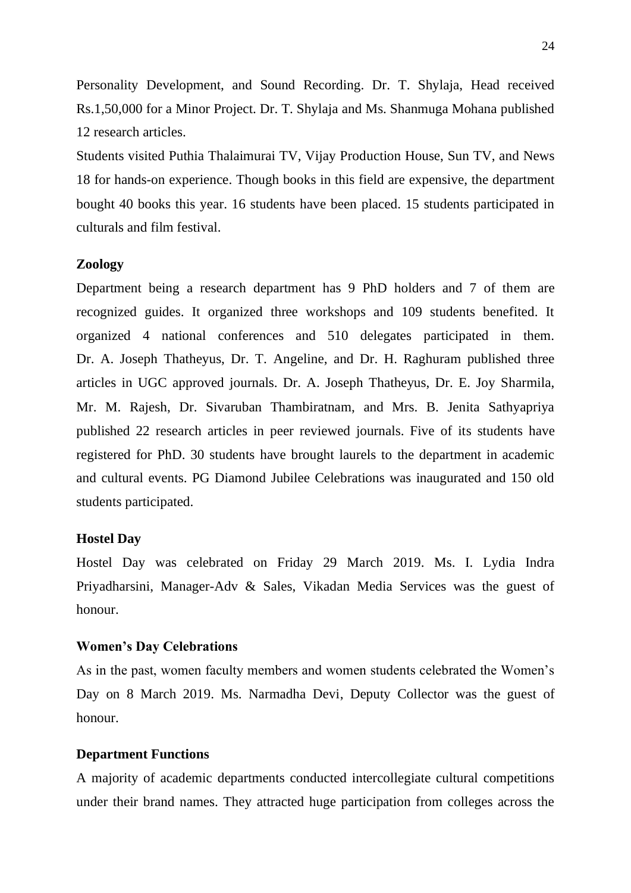Personality Development, and Sound Recording. Dr. T. Shylaja, Head received Rs.1,50,000 for a Minor Project. Dr. T. Shylaja and Ms. Shanmuga Mohana published 12 research articles.

Students visited Puthia Thalaimurai TV, Vijay Production House, Sun TV, and News 18 for hands-on experience. Though books in this field are expensive, the department bought 40 books this year. 16 students have been placed. 15 students participated in culturals and film festival.

### Zoology

Department being a research department has 9 PhD holders and 7 of them are recognized guides. It organized three workshops and 109 students benefited. It organized 4 national conferences and 510 delegates participated in them. Dr. A. Joseph Thatheyus, Dr. T. Angeline, and Dr. H. Raghuram published three articles in UGC approved journals. Dr. A. Joseph Thatheyus, Dr. E. Joy Sharmila, Mr. M. Rajesh, Dr. Sivaruban Thambiratnam, and Mrs. B. Jenita Sathyapriya published 22 research articles in peer reviewed journals. Five of its students have registered for PhD. 30 students have brought laurels to the department in academic and cultural events. PG Diamond Jubilee Celebrations was inaugurated and 150 old students participated.

### Hostel Day

Hostel Day was celebrated on Friday 29 March 2019. Ms. I. Lydia Indra Priyadharsini, Manager-Adv & Sales, Vikadan Media Services was the guest of honour.

### Women's Day Celebrations

As in the past, women faculty members and women students celebrated the Women's Day on 8 March 2019. Ms. Narmadha Devi, Deputy Collector was the guest of honour.

### Department Functions

A majority of academic departments conducted intercollegiate cultural competitions under their brand names. They attracted huge participation from colleges across the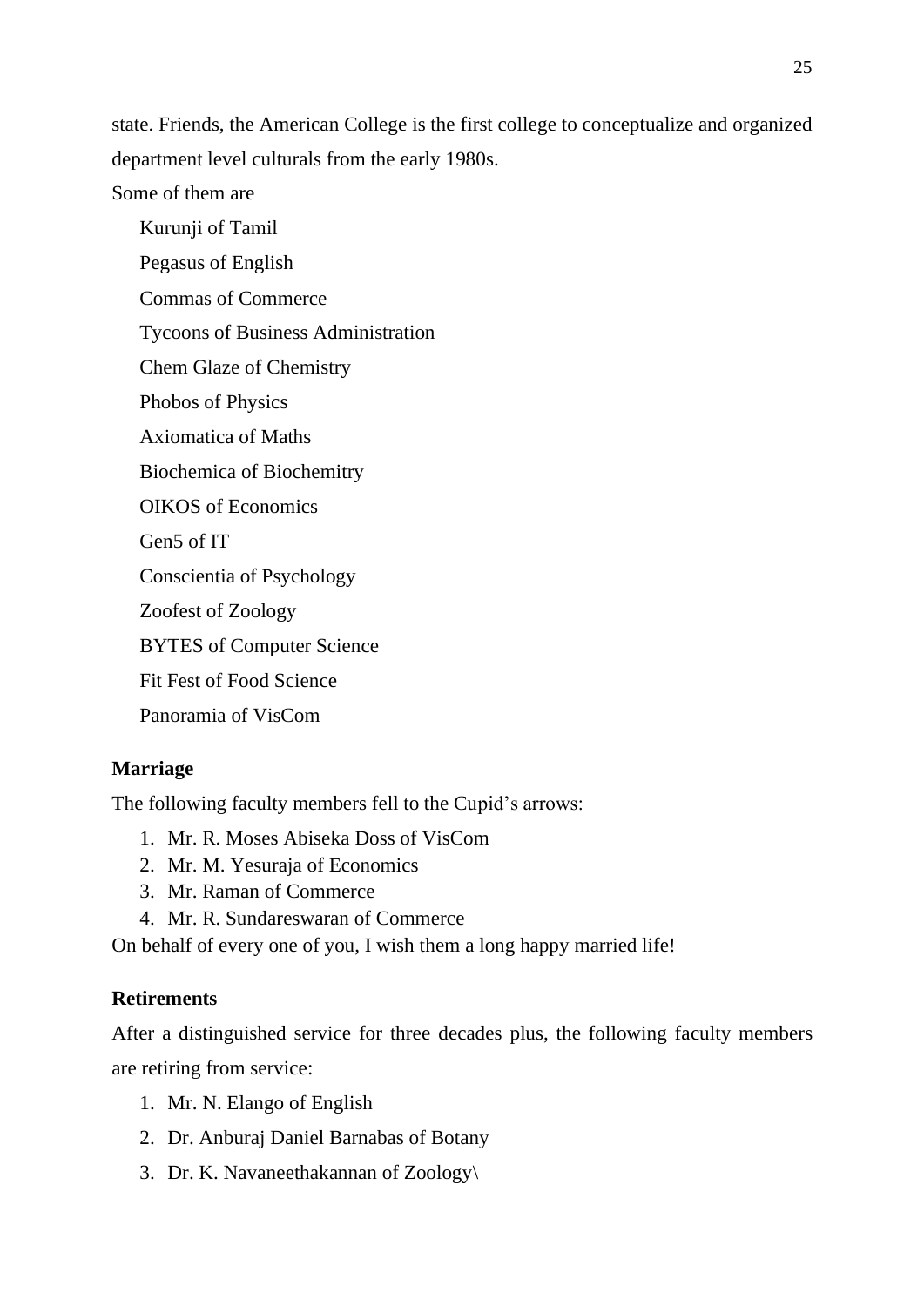state. Friends, the American College is the first college to conceptualize and organized department level culturals from the early 1980s.

Some of them are

Kurunji of Tamil

Pegasus of English

Commas of Commerce

Tycoons of Business Administration

Chem Glaze of Chemistry

Phobos of Physics

Axiomatica of Maths

Biochemica of Biochemitry

OIKOS of Economics

Gen5 of IT

Conscientia of Psychology

Zoofest of Zoology

BYTES of Computer Science

Fit Fest of Food Science

Panoramia of VisCom

**Marriage**

The following faculty members fell to the Cupid's arrows:

1. Mr. R. Moses Abiseka Doss of VisCom
2. Mr. M. Yesuraja of Economics
3. Mr. Raman of Commerce
4. Mr. R. Sundareswaran of Commerce

On behalf of every one of you, I wish them a long happy married life!

**Retirements**

After a distinguished service for three decades plus, the following faculty members are retiring from service:

1. Mr. N. Elango of English
2. Dr. Anburaj Daniel Barnabas of Botany
3. Dr. K. Navaneethakannan of Zoology\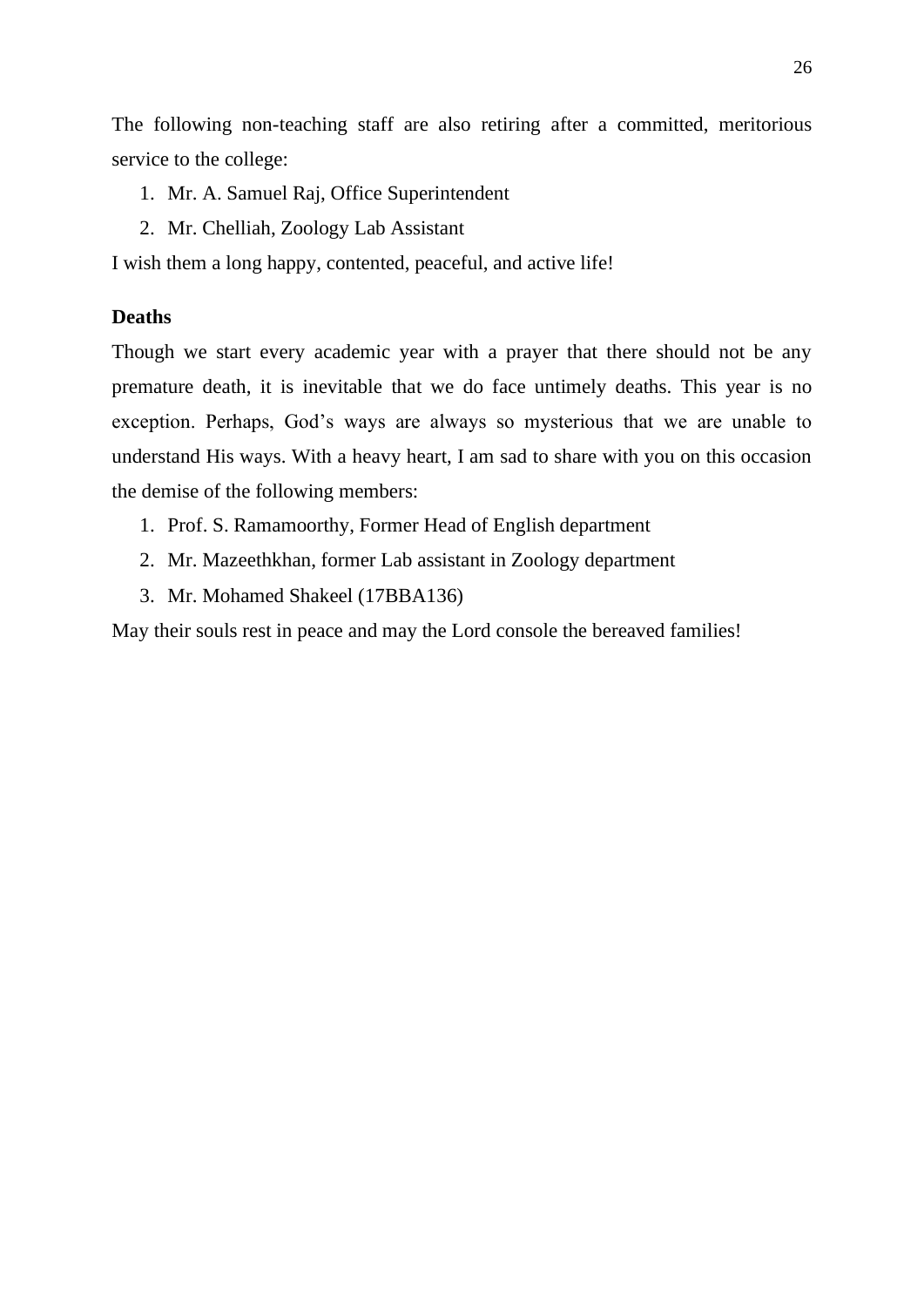The following non-teaching staff are also retiring after a committed, meritorious service to the college:

1. Mr. A. Samuel Raj, Office Superintendent
2. Mr. Chelliah, Zoology Lab Assistant

I wish them a long happy, contented, peaceful, and active life!

**Deaths**

Though we start every academic year with a prayer that there should not be any premature death, it is inevitable that we do face untimely deaths. This year is no exception. Perhaps, God's ways are always so mysterious that we are unable to understand His ways. With a heavy heart, I am sad to share with you on this occasion the demise of the following members:

1. Prof. S. Ramamoorthy, Former Head of English department
2. Mr. Mazeethkhan, former Lab assistant in Zoology department
3. Mr. Mohamed Shakeel (17BBA136)

May their souls rest in peace and may the Lord console the bereaved families!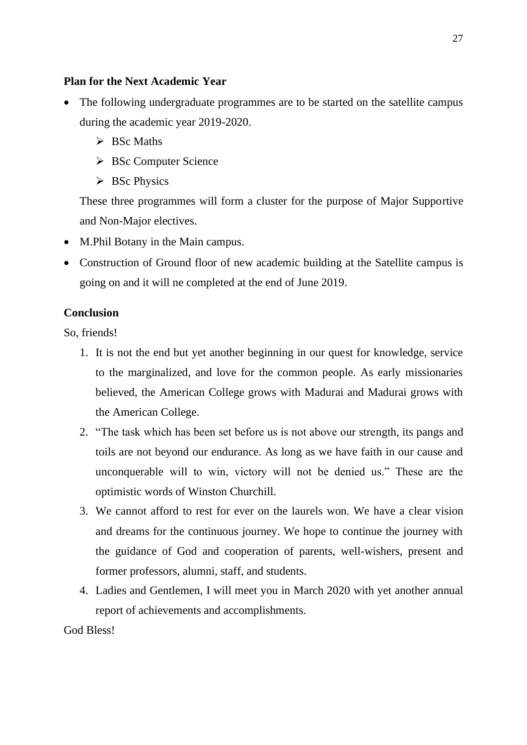**Plan for the Next Academic Year**

- The following undergraduate programmes are to be started on the satellite campus during the academic year 2019-2020.
    - BSc Maths
    - BSc Computer Science
    - BSc Physics

  These three programmes will form a cluster for the purpose of Major Supportive and Non-Major electives.
- M.Phil Botany in the Main campus.
- Construction of Ground floor of new academic building at the Satellite campus is going on and it will ne completed at the end of June 2019.

**Conclusion**

So, friends!

1. It is not the end but yet another beginning in our quest for knowledge, service to the marginalized, and love for the common people. As early missionaries believed, the American College grows with Madurai and Madurai grows with the American College.
2. "The task which has been set before us is not above our strength, its pangs and toils are not beyond our endurance. As long as we have faith in our cause and unconquerable will to win, victory will not be denied us." These are the optimistic words of Winston Churchill.
3. We cannot afford to rest for ever on the laurels won. We have a clear vision and dreams for the continuous journey. We hope to continue the journey with the guidance of God and cooperation of parents, well-wishers, present and former professors, alumni, staff, and students.
4. Ladies and Gentlemen, I will meet you in March 2020 with yet another annual report of achievements and accomplishments.

God Bless!